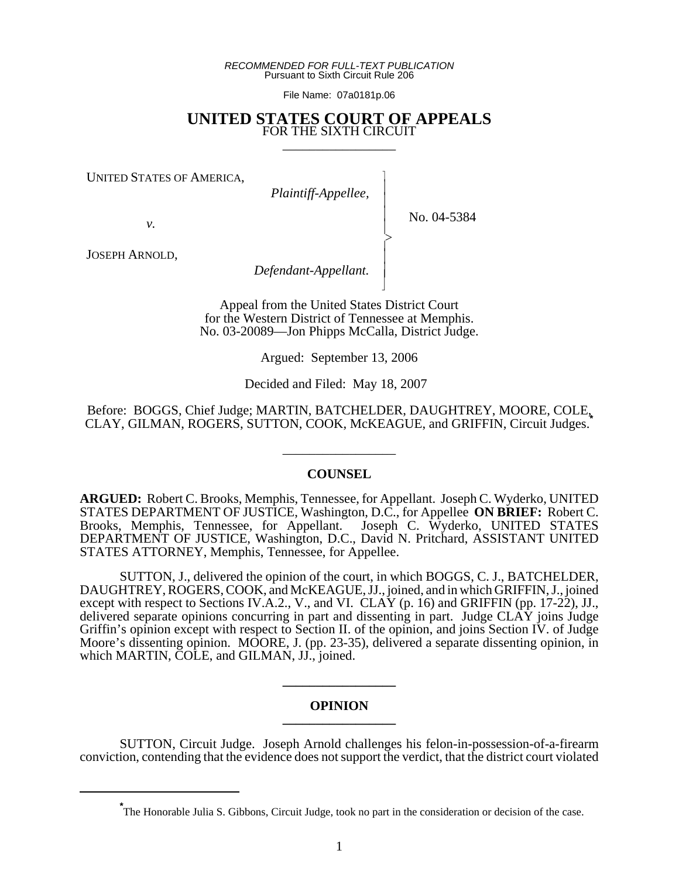*RECOMMENDED FOR FULL-TEXT PUBLICATION*
Pursuant to Sixth Circuit Rule 206

File Name: 07a0181p.06

# UNITED STATES COURT OF APPEALS
FOR THE SIXTH CIRCUIT

_________________

UNITED STATES OF AMERICA,
*Plaintiff-Appellee,*

*v.*

JOSEPH ARNOLD,
*Defendant-Appellant.*

No. 04-5384

Appeal from the United States District Court
for the Western District of Tennessee at Memphis.
No. 03-20089—Jon Phipps McCalla, District Judge.

Argued: September 13, 2006

Decided and Filed: May 18, 2007

Before: BOGGS, Chief Judge; MARTIN, BATCHELDER, DAUGHTREY, MOORE, COLE, CLAY, GILMAN, ROGERS, SUTTON, COOK, McKEAGUE, and GRIFFIN, Circuit Judges.*

_________________

## COUNSEL

**ARGUED:** Robert C. Brooks, Memphis, Tennessee, for Appellant. Joseph C. Wyderko, UNITED STATES DEPARTMENT OF JUSTICE, Washington, D.C., for Appellee **ON BRIEF:** Robert C. Brooks, Memphis, Tennessee, for Appellant. Joseph C. Wyderko, UNITED STATES DEPARTMENT OF JUSTICE, Washington, D.C., David N. Pritchard, ASSISTANT UNITED STATES ATTORNEY, Memphis, Tennessee, for Appellee.

SUTTON, J., delivered the opinion of the court, in which BOGGS, C. J., BATCHELDER, DAUGHTREY, ROGERS, COOK, and McKEAGUE, JJ., joined, and in which GRIFFIN, J., joined except with respect to Sections IV.A.2., V., and VI. CLAY (p. 16) and GRIFFIN (pp. 17-22), JJ., delivered separate opinions concurring in part and dissenting in part. Judge CLAY joins Judge Griffin's opinion except with respect to Section II. of the opinion, and joins Section IV. of Judge Moore's dissenting opinion. MOORE, J. (pp. 23-35), delivered a separate dissenting opinion, in which MARTIN, COLE, and GILMAN, JJ., joined.

_________________

## OPINION

_________________

SUTTON, Circuit Judge. Joseph Arnold challenges his felon-in-possession-of-a-firearm conviction, contending that the evidence does not support the verdict, that the district court violated

---

* The Honorable Julia S. Gibbons, Circuit Judge, took no part in the consideration or decision of the case.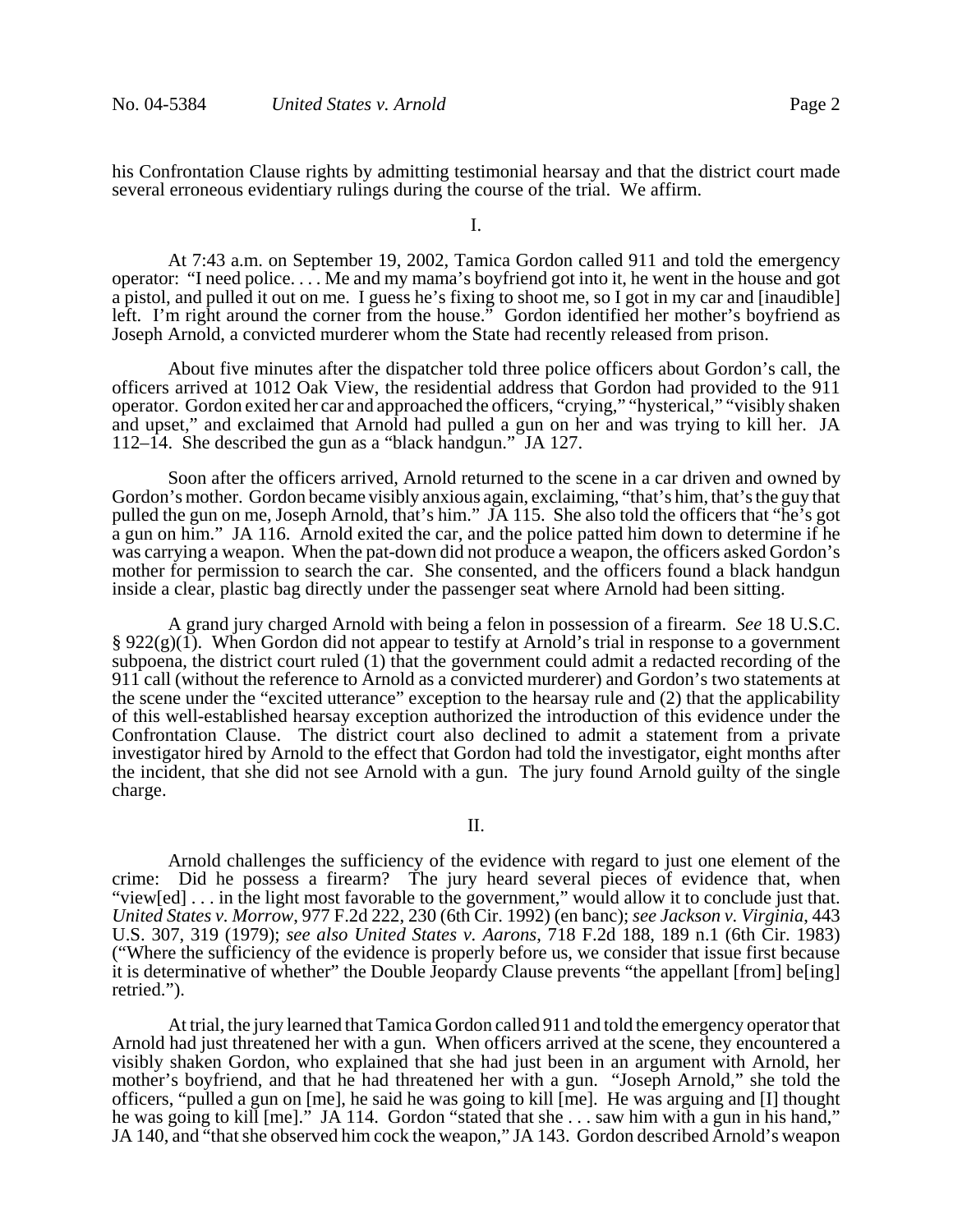his Confrontation Clause rights by admitting testimonial hearsay and that the district court made several erroneous evidentiary rulings during the course of the trial. We affirm.

I.

At 7:43 a.m. on September 19, 2002, Tamica Gordon called 911 and told the emergency operator: "I need police. . . . Me and my mama's boyfriend got into it, he went in the house and got a pistol, and pulled it out on me. I guess he's fixing to shoot me, so I got in my car and [inaudible] left. I'm right around the corner from the house." Gordon identified her mother's boyfriend as Joseph Arnold, a convicted murderer whom the State had recently released from prison.

About five minutes after the dispatcher told three police officers about Gordon's call, the officers arrived at 1012 Oak View, the residential address that Gordon had provided to the 911 operator. Gordon exited her car and approached the officers, "crying," "hysterical," "visibly shaken and upset," and exclaimed that Arnold had pulled a gun on her and was trying to kill her. JA 112–14. She described the gun as a "black handgun." JA 127.

Soon after the officers arrived, Arnold returned to the scene in a car driven and owned by Gordon's mother. Gordon became visibly anxious again, exclaiming, "that's him, that's the guy that pulled the gun on me, Joseph Arnold, that's him." JA 115. She also told the officers that "he's got a gun on him." JA 116. Arnold exited the car, and the police patted him down to determine if he was carrying a weapon. When the pat-down did not produce a weapon, the officers asked Gordon's mother for permission to search the car. She consented, and the officers found a black handgun inside a clear, plastic bag directly under the passenger seat where Arnold had been sitting.

A grand jury charged Arnold with being a felon in possession of a firearm. *See* 18 U.S.C. § 922(g)(1). When Gordon did not appear to testify at Arnold's trial in response to a government subpoena, the district court ruled (1) that the government could admit a redacted recording of the 911 call (without the reference to Arnold as a convicted murderer) and Gordon's two statements at the scene under the "excited utterance" exception to the hearsay rule and (2) that the applicability of this well-established hearsay exception authorized the introduction of this evidence under the Confrontation Clause. The district court also declined to admit a statement from a private investigator hired by Arnold to the effect that Gordon had told the investigator, eight months after the incident, that she did not see Arnold with a gun. The jury found Arnold guilty of the single charge.

II.

Arnold challenges the sufficiency of the evidence with regard to just one element of the crime: Did he possess a firearm? The jury heard several pieces of evidence that, when "view[ed] . . . in the light most favorable to the government," would allow it to conclude just that. *United States v. Morrow*, 977 F.2d 222, 230 (6th Cir. 1992) (en banc); *see Jackson v. Virginia*, 443 U.S. 307, 319 (1979); *see also United States v. Aarons*, 718 F.2d 188, 189 n.1 (6th Cir. 1983) ("Where the sufficiency of the evidence is properly before us, we consider that issue first because it is determinative of whether" the Double Jeopardy Clause prevents "the appellant [from] be[ing] retried.").

At trial, the jury learned that Tamica Gordon called 911 and told the emergency operator that Arnold had just threatened her with a gun. When officers arrived at the scene, they encountered a visibly shaken Gordon, who explained that she had just been in an argument with Arnold, her mother's boyfriend, and that he had threatened her with a gun. "Joseph Arnold," she told the officers, "pulled a gun on [me], he said he was going to kill [me]. He was arguing and [I] thought he was going to kill [me]." JA 114. Gordon "stated that she . . . saw him with a gun in his hand," JA 140, and "that she observed him cock the weapon," JA 143. Gordon described Arnold's weapon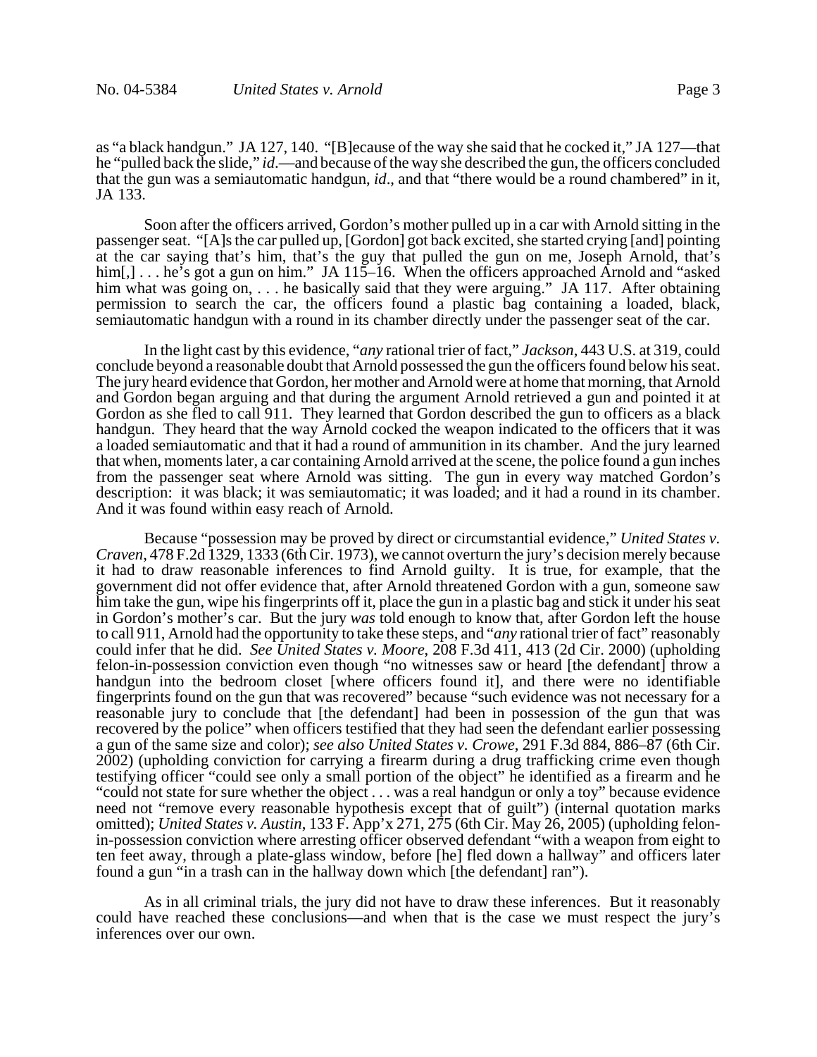as "a black handgun." JA 127, 140. "[B]ecause of the way she said that he cocked it," JA 127—that he "pulled back the slide," *id*.—and because of the way she described the gun, the officers concluded that the gun was a semiautomatic handgun, *id*., and that "there would be a round chambered" in it, JA 133.

Soon after the officers arrived, Gordon's mother pulled up in a car with Arnold sitting in the passenger seat. "[A]s the car pulled up, [Gordon] got back excited, she started crying [and] pointing at the car saying that's him, that's the guy that pulled the gun on me, Joseph Arnold, that's him[,] . . . he's got a gun on him." JA 115–16. When the officers approached Arnold and "asked him what was going on, . . . he basically said that they were arguing." JA 117. After obtaining permission to search the car, the officers found a plastic bag containing a loaded, black, semiautomatic handgun with a round in its chamber directly under the passenger seat of the car.

In the light cast by this evidence, "*any* rational trier of fact," *Jackson*, 443 U.S. at 319, could conclude beyond a reasonable doubt that Arnold possessed the gun the officers found below his seat. The jury heard evidence that Gordon, her mother and Arnold were at home that morning, that Arnold and Gordon began arguing and that during the argument Arnold retrieved a gun and pointed it at Gordon as she fled to call 911. They learned that Gordon described the gun to officers as a black handgun. They heard that the way Arnold cocked the weapon indicated to the officers that it was a loaded semiautomatic and that it had a round of ammunition in its chamber. And the jury learned that when, moments later, a car containing Arnold arrived at the scene, the police found a gun inches from the passenger seat where Arnold was sitting. The gun in every way matched Gordon's description: it was black; it was semiautomatic; it was loaded; and it had a round in its chamber. And it was found within easy reach of Arnold.

Because "possession may be proved by direct or circumstantial evidence," *United States v. Craven*, 478 F.2d 1329, 1333 (6th Cir. 1973), we cannot overturn the jury's decision merely because it had to draw reasonable inferences to find Arnold guilty. It is true, for example, that the government did not offer evidence that, after Arnold threatened Gordon with a gun, someone saw him take the gun, wipe his fingerprints off it, place the gun in a plastic bag and stick it under his seat in Gordon's mother's car. But the jury *was* told enough to know that, after Gordon left the house to call 911, Arnold had the opportunity to take these steps, and "*any* rational trier of fact" reasonably could infer that he did. *See United States v. Moore*, 208 F.3d 411, 413 (2d Cir. 2000) (upholding felon-in-possession conviction even though "no witnesses saw or heard [the defendant] throw a handgun into the bedroom closet [where officers found it], and there were no identifiable fingerprints found on the gun that was recovered" because "such evidence was not necessary for a reasonable jury to conclude that [the defendant] had been in possession of the gun that was recovered by the police" when officers testified that they had seen the defendant earlier possessing a gun of the same size and color); *see also United States v. Crowe*, 291 F.3d 884, 886–87 (6th Cir. 2002) (upholding conviction for carrying a firearm during a drug trafficking crime even though testifying officer "could see only a small portion of the object" he identified as a firearm and he "could not state for sure whether the object . . . was a real handgun or only a toy" because evidence need not "remove every reasonable hypothesis except that of guilt") (internal quotation marks omitted); *United States v. Austin*, 133 F. App'x 271, 275 (6th Cir. May 26, 2005) (upholding felon-in-possession conviction where arresting officer observed defendant "with a weapon from eight to ten feet away, through a plate-glass window, before [he] fled down a hallway" and officers later found a gun "in a trash can in the hallway down which [the defendant] ran").

As in all criminal trials, the jury did not have to draw these inferences. But it reasonably could have reached these conclusions—and when that is the case we must respect the jury's inferences over our own.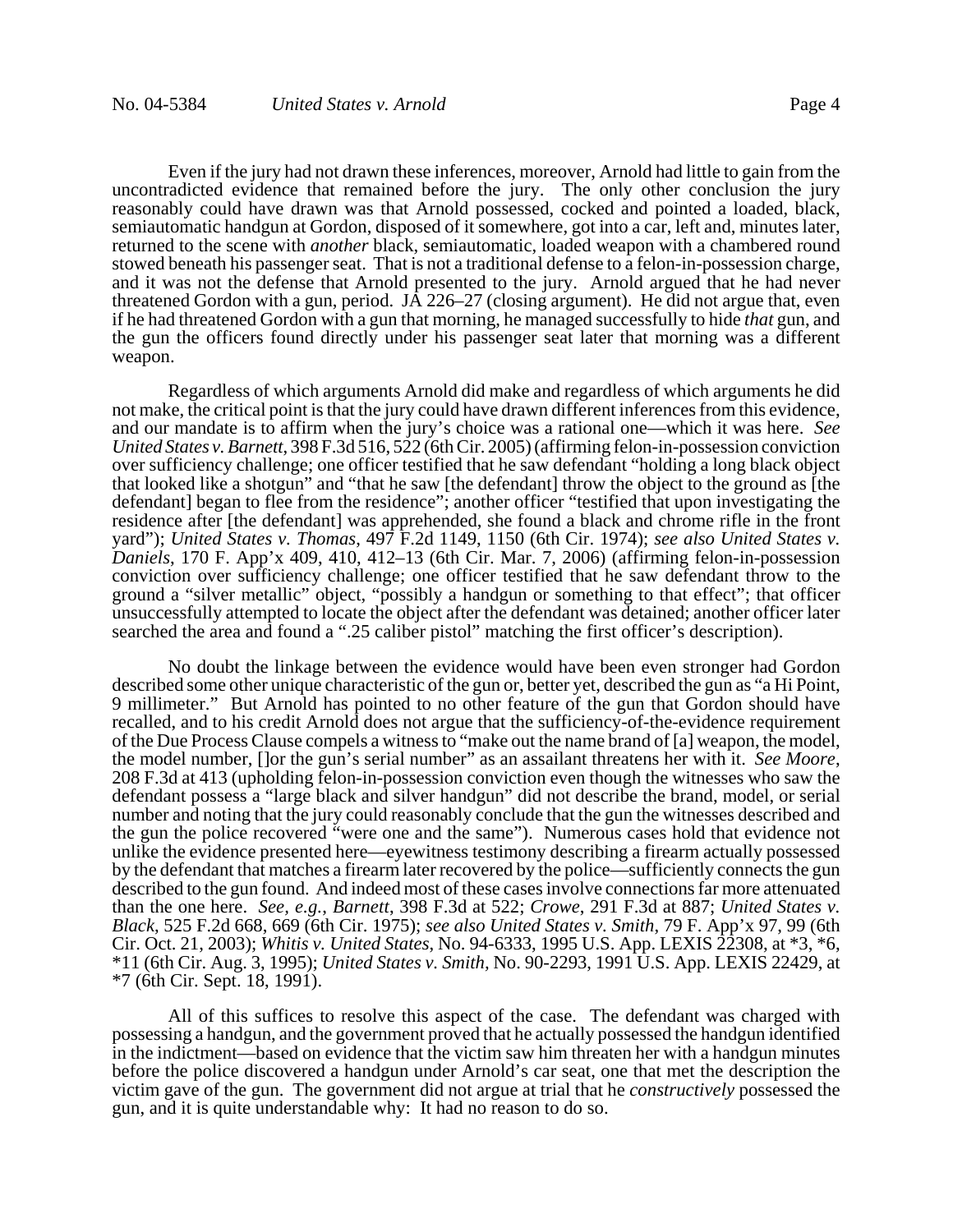Even if the jury had not drawn these inferences, moreover, Arnold had little to gain from the uncontradicted evidence that remained before the jury. The only other conclusion the jury reasonably could have drawn was that Arnold possessed, cocked and pointed a loaded, black, semiautomatic handgun at Gordon, disposed of it somewhere, got into a car, left and, minutes later, returned to the scene with *another* black, semiautomatic, loaded weapon with a chambered round stowed beneath his passenger seat. That is not a traditional defense to a felon-in-possession charge, and it was not the defense that Arnold presented to the jury. Arnold argued that he had never threatened Gordon with a gun, period. JA 226–27 (closing argument). He did not argue that, even if he had threatened Gordon with a gun that morning, he managed successfully to hide *that* gun, and the gun the officers found directly under his passenger seat later that morning was a different weapon.

Regardless of which arguments Arnold did make and regardless of which arguments he did not make, the critical point is that the jury could have drawn different inferences from this evidence, and our mandate is to affirm when the jury's choice was a rational one—which it was here. *See United States v. Barnett*, 398 F.3d 516, 522 (6th Cir. 2005) (affirming felon-in-possession conviction over sufficiency challenge; one officer testified that he saw defendant "holding a long black object that looked like a shotgun" and "that he saw [the defendant] throw the object to the ground as [the defendant] began to flee from the residence"; another officer "testified that upon investigating the residence after [the defendant] was apprehended, she found a black and chrome rifle in the front yard"); *United States v. Thomas*, 497 F.2d 1149, 1150 (6th Cir. 1974); *see also United States v. Daniels*, 170 F. App'x 409, 410, 412–13 (6th Cir. Mar. 7, 2006) (affirming felon-in-possession conviction over sufficiency challenge; one officer testified that he saw defendant throw to the ground a "silver metallic" object, "possibly a handgun or something to that effect"; that officer unsuccessfully attempted to locate the object after the defendant was detained; another officer later searched the area and found a ".25 caliber pistol" matching the first officer's description).

No doubt the linkage between the evidence would have been even stronger had Gordon described some other unique characteristic of the gun or, better yet, described the gun as "a Hi Point, 9 millimeter." But Arnold has pointed to no other feature of the gun that Gordon should have recalled, and to his credit Arnold does not argue that the sufficiency-of-the-evidence requirement of the Due Process Clause compels a witness to "make out the name brand of [a] weapon, the model, the model number, []or the gun's serial number" as an assailant threatens her with it. *See Moore*, 208 F.3d at 413 (upholding felon-in-possession conviction even though the witnesses who saw the defendant possess a "large black and silver handgun" did not describe the brand, model, or serial number and noting that the jury could reasonably conclude that the gun the witnesses described and the gun the police recovered "were one and the same"). Numerous cases hold that evidence not unlike the evidence presented here—eyewitness testimony describing a firearm actually possessed by the defendant that matches a firearm later recovered by the police—sufficiently connects the gun described to the gun found. And indeed most of these cases involve connections far more attenuated than the one here. *See, e.g.*, *Barnett*, 398 F.3d at 522; *Crowe*, 291 F.3d at 887; *United States v. Black*, 525 F.2d 668, 669 (6th Cir. 1975); *see also United States v. Smith*, 79 F. App'x 97, 99 (6th Cir. Oct. 21, 2003); *Whitis v. United States*, No. 94-6333, 1995 U.S. App. LEXIS 22308, at *3, *6, *11 (6th Cir. Aug. 3, 1995); *United States v. Smith*, No. 90-2293, 1991 U.S. App. LEXIS 22429, at *7 (6th Cir. Sept. 18, 1991).

All of this suffices to resolve this aspect of the case. The defendant was charged with possessing a handgun, and the government proved that he actually possessed the handgun identified in the indictment—based on evidence that the victim saw him threaten her with a handgun minutes before the police discovered a handgun under Arnold's car seat, one that met the description the victim gave of the gun. The government did not argue at trial that he *constructively* possessed the gun, and it is quite understandable why: It had no reason to do so.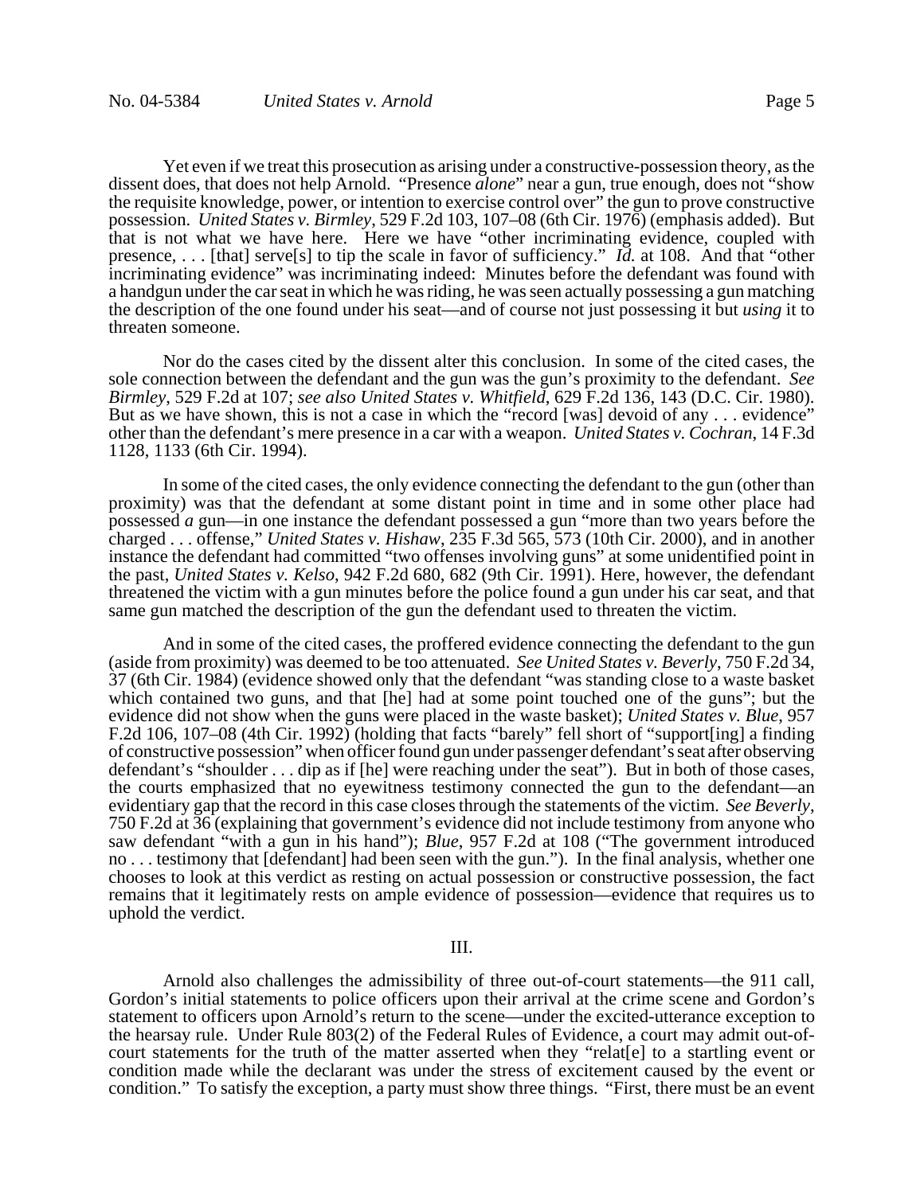Yet even if we treat this prosecution as arising under a constructive-possession theory, as the dissent does, that does not help Arnold. "Presence *alone*" near a gun, true enough, does not "show the requisite knowledge, power, or intention to exercise control over" the gun to prove constructive possession. *United States v. Birmley*, 529 F.2d 103, 107–08 (6th Cir. 1976) (emphasis added). But that is not what we have here. Here we have "other incriminating evidence, coupled with presence, . . . [that] serve[s] to tip the scale in favor of sufficiency." *Id.* at 108. And that "other incriminating evidence" was incriminating indeed: Minutes before the defendant was found with a handgun under the car seat in which he was riding, he was seen actually possessing a gun matching the description of the one found under his seat—and of course not just possessing it but *using* it to threaten someone.

Nor do the cases cited by the dissent alter this conclusion. In some of the cited cases, the sole connection between the defendant and the gun was the gun's proximity to the defendant. *See Birmley*, 529 F.2d at 107; *see also United States v. Whitfield*, 629 F.2d 136, 143 (D.C. Cir. 1980). But as we have shown, this is not a case in which the "record [was] devoid of any . . . evidence" other than the defendant's mere presence in a car with a weapon. *United States v. Cochran*, 14 F.3d 1128, 1133 (6th Cir. 1994).

In some of the cited cases, the only evidence connecting the defendant to the gun (other than proximity) was that the defendant at some distant point in time and in some other place had possessed *a* gun—in one instance the defendant possessed a gun "more than two years before the charged . . . offense," *United States v. Hishaw*, 235 F.3d 565, 573 (10th Cir. 2000), and in another instance the defendant had committed "two offenses involving guns" at some unidentified point in the past, *United States v. Kelso*, 942 F.2d 680, 682 (9th Cir. 1991). Here, however, the defendant threatened the victim with a gun minutes before the police found a gun under his car seat, and that same gun matched the description of the gun the defendant used to threaten the victim.

And in some of the cited cases, the proffered evidence connecting the defendant to the gun (aside from proximity) was deemed to be too attenuated. *See United States v. Beverly*, 750 F.2d 34, 37 (6th Cir. 1984) (evidence showed only that the defendant "was standing close to a waste basket which contained two guns, and that [he] had at some point touched one of the guns"; but the evidence did not show when the guns were placed in the waste basket); *United States v. Blue*, 957 F.2d 106, 107–08 (4th Cir. 1992) (holding that facts "barely" fell short of "support[ing] a finding of constructive possession" when officer found gun under passenger defendant's seat after observing defendant's "shoulder . . . dip as if [he] were reaching under the seat"). But in both of those cases, the courts emphasized that no eyewitness testimony connected the gun to the defendant—an evidentiary gap that the record in this case closes through the statements of the victim. *See Beverly*, 750 F.2d at 36 (explaining that government's evidence did not include testimony from anyone who saw defendant "with a gun in his hand"); *Blue*, 957 F.2d at 108 ("The government introduced no . . . testimony that [defendant] had been seen with the gun."). In the final analysis, whether one chooses to look at this verdict as resting on actual possession or constructive possession, the fact remains that it legitimately rests on ample evidence of possession—evidence that requires us to uphold the verdict.

## III.

Arnold also challenges the admissibility of three out-of-court statements—the 911 call, Gordon's initial statements to police officers upon their arrival at the crime scene and Gordon's statement to officers upon Arnold's return to the scene—under the excited-utterance exception to the hearsay rule. Under Rule 803(2) of the Federal Rules of Evidence, a court may admit out-of-court statements for the truth of the matter asserted when they "relat[e] to a startling event or condition made while the declarant was under the stress of excitement caused by the event or condition." To satisfy the exception, a party must show three things. "First, there must be an event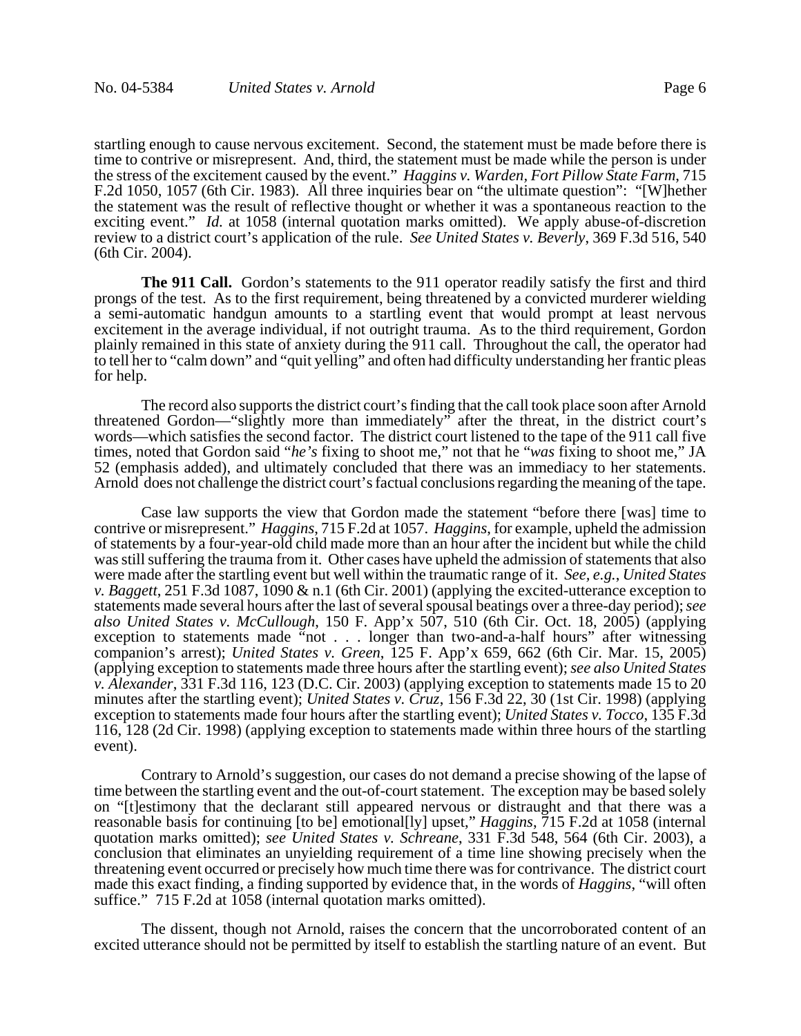startling enough to cause nervous excitement. Second, the statement must be made before there is time to contrive or misrepresent. And, third, the statement must be made while the person is under the stress of the excitement caused by the event." *Haggins v. Warden, Fort Pillow State Farm*, 715 F.2d 1050, 1057 (6th Cir. 1983). All three inquiries bear on "the ultimate question": "[W]hether the statement was the result of reflective thought or whether it was a spontaneous reaction to the exciting event." *Id.* at 1058 (internal quotation marks omitted). We apply abuse-of-discretion review to a district court's application of the rule. *See United States v. Beverly*, 369 F.3d 516, 540 (6th Cir. 2004).

**The 911 Call.** Gordon's statements to the 911 operator readily satisfy the first and third prongs of the test. As to the first requirement, being threatened by a convicted murderer wielding a semi-automatic handgun amounts to a startling event that would prompt at least nervous excitement in the average individual, if not outright trauma. As to the third requirement, Gordon plainly remained in this state of anxiety during the 911 call. Throughout the call, the operator had to tell her to "calm down" and "quit yelling" and often had difficulty understanding her frantic pleas for help.

The record also supports the district court's finding that the call took place soon after Arnold threatened Gordon—"slightly more than immediately" after the threat, in the district court's words—which satisfies the second factor. The district court listened to the tape of the 911 call five times, noted that Gordon said "*he's* fixing to shoot me," not that he "*was* fixing to shoot me," JA 52 (emphasis added), and ultimately concluded that there was an immediacy to her statements. Arnold does not challenge the district court's factual conclusions regarding the meaning of the tape.

Case law supports the view that Gordon made the statement "before there [was] time to contrive or misrepresent." *Haggins*, 715 F.2d at 1057. *Haggins*, for example, upheld the admission of statements by a four-year-old child made more than an hour after the incident but while the child was still suffering the trauma from it. Other cases have upheld the admission of statements that also were made after the startling event but well within the traumatic range of it. *See, e.g.*, *United States v. Baggett*, 251 F.3d 1087, 1090 & n.1 (6th Cir. 2001) (applying the excited-utterance exception to statements made several hours after the last of several spousal beatings over a three-day period); *see also United States v. McCullough*, 150 F. App'x 507, 510 (6th Cir. Oct. 18, 2005) (applying exception to statements made "not . . . longer than two-and-a-half hours" after witnessing companion's arrest); *United States v. Green*, 125 F. App'x 659, 662 (6th Cir. Mar. 15, 2005) (applying exception to statements made three hours after the startling event); *see also United States v. Alexander*, 331 F.3d 116, 123 (D.C. Cir. 2003) (applying exception to statements made 15 to 20 minutes after the startling event); *United States v. Cruz*, 156 F.3d 22, 30 (1st Cir. 1998) (applying exception to statements made four hours after the startling event); *United States v. Tocco*, 135 F.3d 116, 128 (2d Cir. 1998) (applying exception to statements made within three hours of the startling event).

Contrary to Arnold's suggestion, our cases do not demand a precise showing of the lapse of time between the startling event and the out-of-court statement. The exception may be based solely on "[t]estimony that the declarant still appeared nervous or distraught and that there was a reasonable basis for continuing [to be] emotional[ly] upset," *Haggins*, 715 F.2d at 1058 (internal quotation marks omitted); *see United States v. Schreane*, 331 F.3d 548, 564 (6th Cir. 2003), a conclusion that eliminates an unyielding requirement of a time line showing precisely when the threatening event occurred or precisely how much time there was for contrivance. The district court made this exact finding, a finding supported by evidence that, in the words of *Haggins*, "will often suffice." 715 F.2d at 1058 (internal quotation marks omitted).

The dissent, though not Arnold, raises the concern that the uncorroborated content of an excited utterance should not be permitted by itself to establish the startling nature of an event. But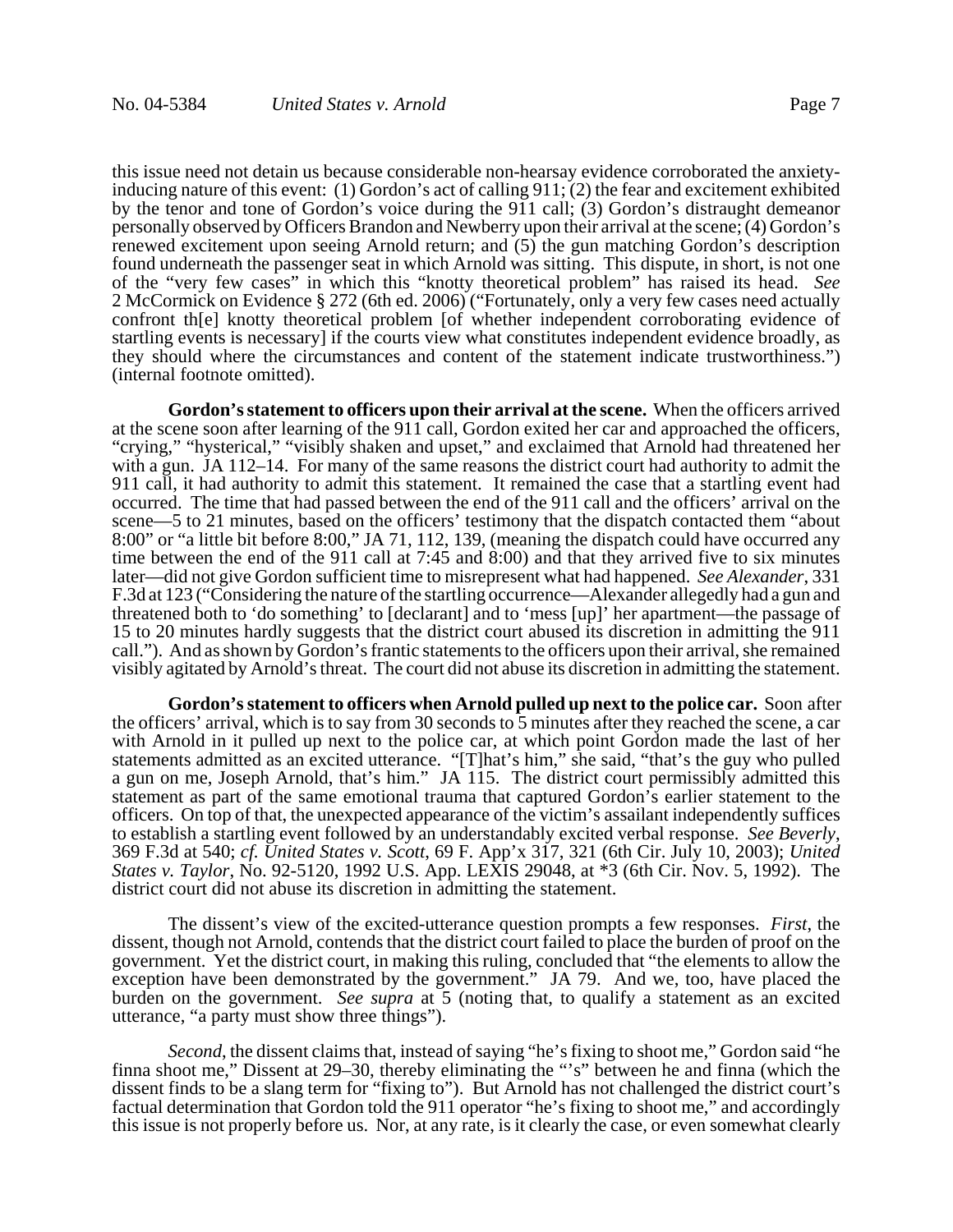this issue need not detain us because considerable non-hearsay evidence corroborated the anxiety-inducing nature of this event: (1) Gordon's act of calling 911; (2) the fear and excitement exhibited by the tenor and tone of Gordon's voice during the 911 call; (3) Gordon's distraught demeanor personally observed by Officers Brandon and Newberry upon their arrival at the scene; (4) Gordon's renewed excitement upon seeing Arnold return; and (5) the gun matching Gordon's description found underneath the passenger seat in which Arnold was sitting. This dispute, in short, is not one of the "very few cases" in which this "knotty theoretical problem" has raised its head. *See* 2 McCormick on Evidence § 272 (6th ed. 2006) ("Fortunately, only a very few cases need actually confront th[e] knotty theoretical problem [of whether independent corroborating evidence of startling events is necessary] if the courts view what constitutes independent evidence broadly, as they should where the circumstances and content of the statement indicate trustworthiness.") (internal footnote omitted).

**Gordon's statement to officers upon their arrival at the scene.** When the officers arrived at the scene soon after learning of the 911 call, Gordon exited her car and approached the officers, "crying," "hysterical," "visibly shaken and upset," and exclaimed that Arnold had threatened her with a gun. JA 112–14. For many of the same reasons the district court had authority to admit the 911 call, it had authority to admit this statement. It remained the case that a startling event had occurred. The time that had passed between the end of the 911 call and the officers' arrival on the scene—5 to 21 minutes, based on the officers' testimony that the dispatch contacted them "about 8:00" or "a little bit before 8:00," JA 71, 112, 139, (meaning the dispatch could have occurred any time between the end of the 911 call at 7:45 and 8:00) and that they arrived five to six minutes later—did not give Gordon sufficient time to misrepresent what had happened. *See Alexander*, 331 F.3d at 123 ("Considering the nature of the startling occurrence—Alexander allegedly had a gun and threatened both to 'do something' to [declarant] and to 'mess [up]' her apartment—the passage of 15 to 20 minutes hardly suggests that the district court abused its discretion in admitting the 911 call."). And as shown by Gordon's frantic statements to the officers upon their arrival, she remained visibly agitated by Arnold's threat. The court did not abuse its discretion in admitting the statement.

**Gordon's statement to officers when Arnold pulled up next to the police car.** Soon after the officers' arrival, which is to say from 30 seconds to 5 minutes after they reached the scene, a car with Arnold in it pulled up next to the police car, at which point Gordon made the last of her statements admitted as an excited utterance. "[T]hat's him," she said, "that's the guy who pulled a gun on me, Joseph Arnold, that's him." JA 115. The district court permissibly admitted this statement as part of the same emotional trauma that captured Gordon's earlier statement to the officers. On top of that, the unexpected appearance of the victim's assailant independently suffices to establish a startling event followed by an understandably excited verbal response. *See Beverly*, 369 F.3d at 540; *cf. United States v. Scott*, 69 F. App'x 317, 321 (6th Cir. July 10, 2003); *United States v. Taylor*, No. 92-5120, 1992 U.S. App. LEXIS 29048, at *3 (6th Cir. Nov. 5, 1992). The district court did not abuse its discretion in admitting the statement.

The dissent's view of the excited-utterance question prompts a few responses. *First*, the dissent, though not Arnold, contends that the district court failed to place the burden of proof on the government. Yet the district court, in making this ruling, concluded that "the elements to allow the exception have been demonstrated by the government." JA 79. And we, too, have placed the burden on the government. *See supra* at 5 (noting that, to qualify a statement as an excited utterance, "a party must show three things").

*Second*, the dissent claims that, instead of saying "he's fixing to shoot me," Gordon said "he finna shoot me," Dissent at 29–30, thereby eliminating the "'s" between he and finna (which the dissent finds to be a slang term for "fixing to"). But Arnold has not challenged the district court's factual determination that Gordon told the 911 operator "he's fixing to shoot me," and accordingly this issue is not properly before us. Nor, at any rate, is it clearly the case, or even somewhat clearly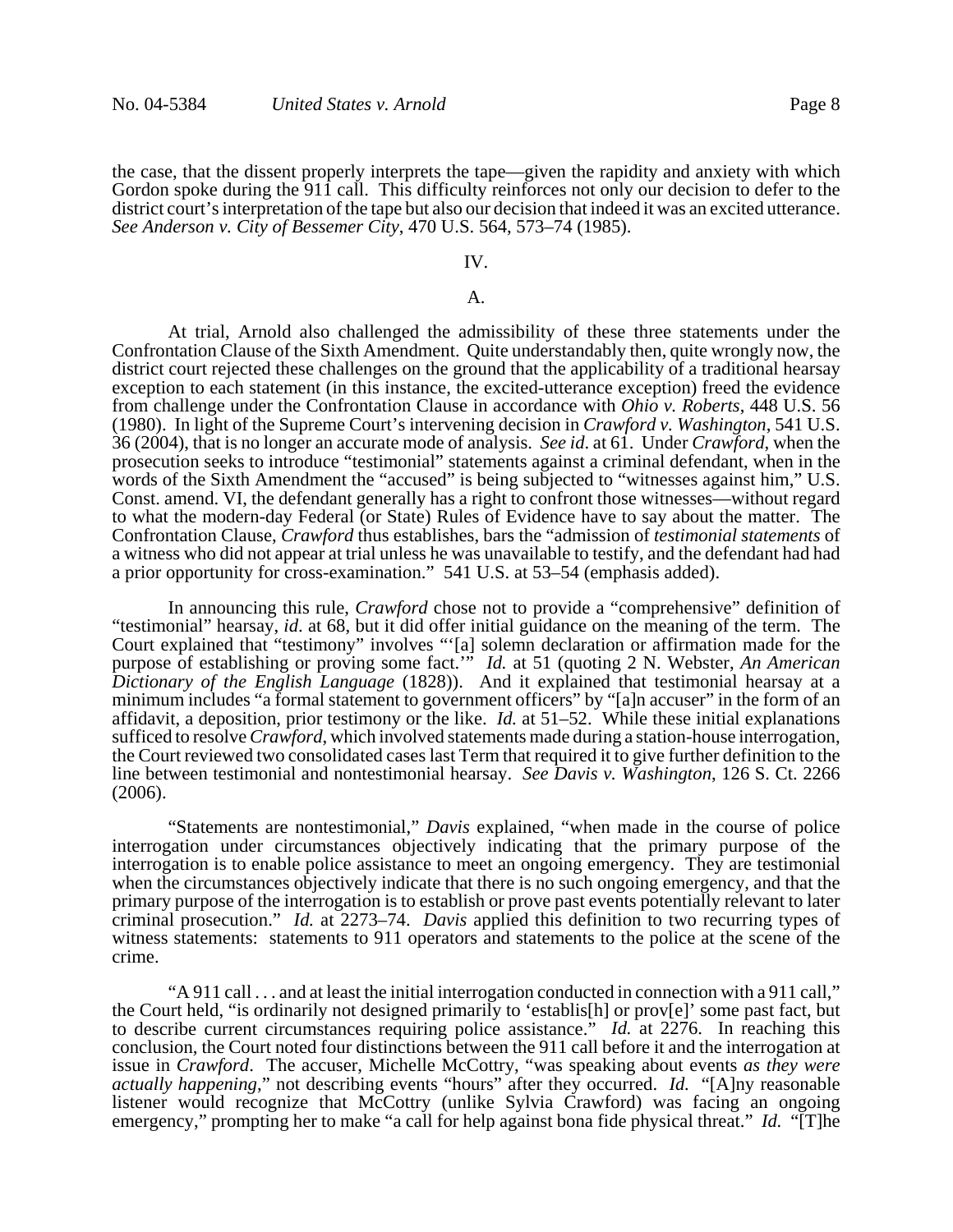the case, that the dissent properly interprets the tape—given the rapidity and anxiety with which Gordon spoke during the 911 call. This difficulty reinforces not only our decision to defer to the district court's interpretation of the tape but also our decision that indeed it was an excited utterance. *See Anderson v. City of Bessemer City*, 470 U.S. 564, 573–74 (1985).

## IV.

### A.

At trial, Arnold also challenged the admissibility of these three statements under the Confrontation Clause of the Sixth Amendment. Quite understandably then, quite wrongly now, the district court rejected these challenges on the ground that the applicability of a traditional hearsay exception to each statement (in this instance, the excited-utterance exception) freed the evidence from challenge under the Confrontation Clause in accordance with *Ohio v. Roberts*, 448 U.S. 56 (1980). In light of the Supreme Court's intervening decision in *Crawford v. Washington*, 541 U.S. 36 (2004), that is no longer an accurate mode of analysis. *See id*. at 61. Under *Crawford*, when the prosecution seeks to introduce "testimonial" statements against a criminal defendant, when in the words of the Sixth Amendment the "accused" is being subjected to "witnesses against him," U.S. Const. amend. VI, the defendant generally has a right to confront those witnesses—without regard to what the modern-day Federal (or State) Rules of Evidence have to say about the matter. The Confrontation Clause, *Crawford* thus establishes, bars the "admission of *testimonial statements* of a witness who did not appear at trial unless he was unavailable to testify, and the defendant had had a prior opportunity for cross-examination." 541 U.S. at 53–54 (emphasis added).

In announcing this rule, *Crawford* chose not to provide a "comprehensive" definition of "testimonial" hearsay, *id*. at 68, but it did offer initial guidance on the meaning of the term. The Court explained that "testimony" involves "'[a] solemn declaration or affirmation made for the purpose of establishing or proving some fact.'" *Id.* at 51 (quoting 2 N. Webster, *An American Dictionary of the English Language* (1828)). And it explained that testimonial hearsay at a minimum includes "a formal statement to government officers" by "[a]n accuser" in the form of an affidavit, a deposition, prior testimony or the like. *Id.* at 51–52. While these initial explanations sufficed to resolve *Crawford*, which involved statements made during a station-house interrogation, the Court reviewed two consolidated cases last Term that required it to give further definition to the line between testimonial and nontestimonial hearsay. *See Davis v. Washington*, 126 S. Ct. 2266 (2006).

"Statements are nontestimonial," *Davis* explained, "when made in the course of police interrogation under circumstances objectively indicating that the primary purpose of the interrogation is to enable police assistance to meet an ongoing emergency. They are testimonial when the circumstances objectively indicate that there is no such ongoing emergency, and that the primary purpose of the interrogation is to establish or prove past events potentially relevant to later criminal prosecution." *Id.* at 2273–74. *Davis* applied this definition to two recurring types of witness statements: statements to 911 operators and statements to the police at the scene of the crime.

"A 911 call . . . and at least the initial interrogation conducted in connection with a 911 call," the Court held, "is ordinarily not designed primarily to 'establis[h] or prov[e]' some past fact, but to describe current circumstances requiring police assistance." *Id.* at 2276. In reaching this conclusion, the Court noted four distinctions between the 911 call before it and the interrogation at issue in *Crawford*. The accuser, Michelle McCottry, "was speaking about events *as they were actually happening*," not describing events "hours" after they occurred. *Id.* "[A]ny reasonable listener would recognize that McCottry (unlike Sylvia Crawford) was facing an ongoing emergency," prompting her to make "a call for help against bona fide physical threat." *Id.* "[T]he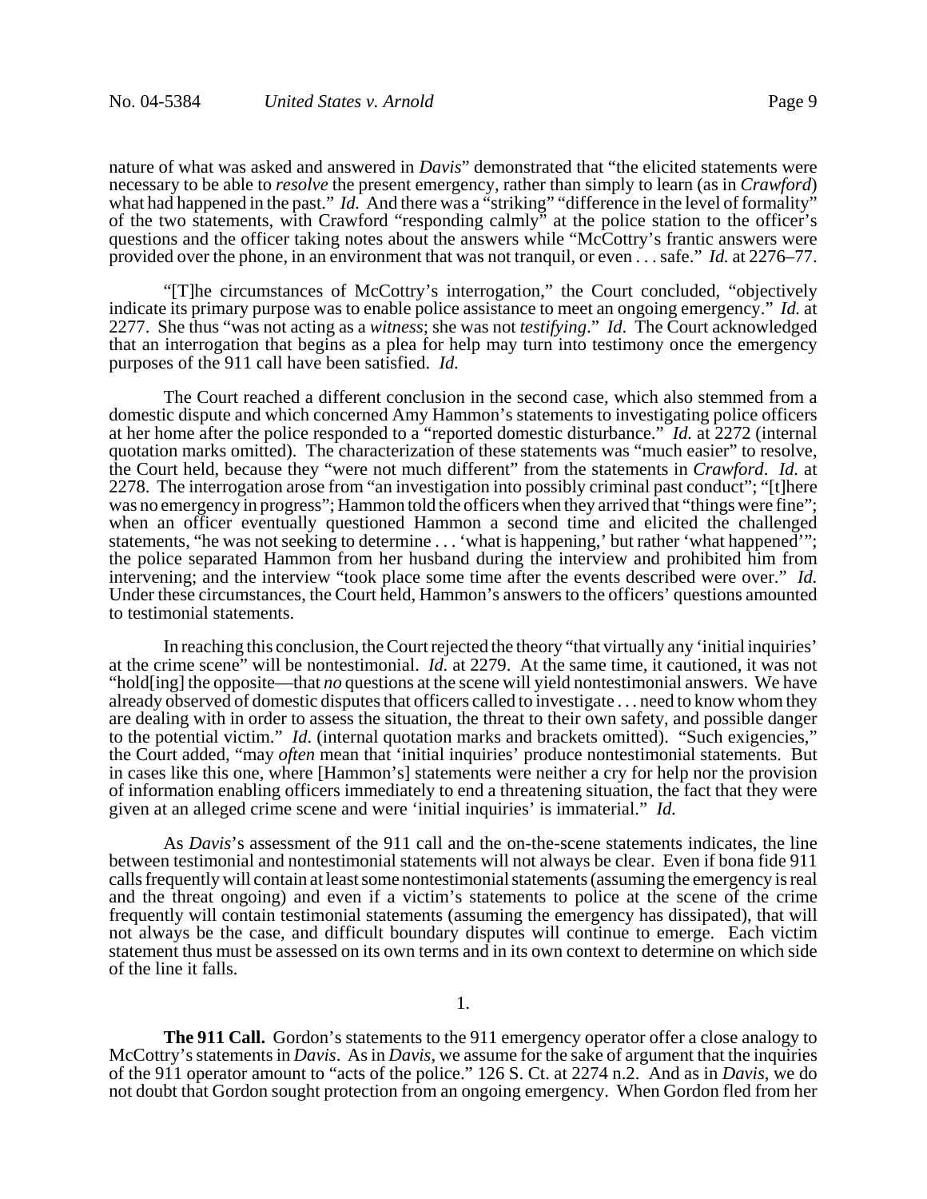nature of what was asked and answered in *Davis*" demonstrated that "the elicited statements were necessary to be able to *resolve* the present emergency, rather than simply to learn (as in *Crawford*) what had happened in the past." *Id.* And there was a "striking" "difference in the level of formality" of the two statements, with Crawford "responding calmly" at the police station to the officer's questions and the officer taking notes about the answers while "McCottry's frantic answers were provided over the phone, in an environment that was not tranquil, or even . . . safe." *Id.* at 2276–77.

"[T]he circumstances of McCottry's interrogation," the Court concluded, "objectively indicate its primary purpose was to enable police assistance to meet an ongoing emergency." *Id.* at 2277. She thus "was not acting as a *witness*; she was not *testifying*." *Id.* The Court acknowledged that an interrogation that begins as a plea for help may turn into testimony once the emergency purposes of the 911 call have been satisfied. *Id.*

The Court reached a different conclusion in the second case, which also stemmed from a domestic dispute and which concerned Amy Hammon's statements to investigating police officers at her home after the police responded to a "reported domestic disturbance." *Id.* at 2272 (internal quotation marks omitted). The characterization of these statements was "much easier" to resolve, the Court held, because they "were not much different" from the statements in *Crawford*. *Id.* at 2278. The interrogation arose from "an investigation into possibly criminal past conduct"; "[t]here was no emergency in progress"; Hammon told the officers when they arrived that "things were fine"; when an officer eventually questioned Hammon a second time and elicited the challenged statements, "he was not seeking to determine . . . 'what is happening,' but rather 'what happened'"; the police separated Hammon from her husband during the interview and prohibited him from intervening; and the interview "took place some time after the events described were over." *Id.* Under these circumstances, the Court held, Hammon's answers to the officers' questions amounted to testimonial statements.

In reaching this conclusion, the Court rejected the theory "that virtually any 'initial inquiries' at the crime scene" will be nontestimonial. *Id.* at 2279. At the same time, it cautioned, it was not "hold[ing] the opposite—that *no* questions at the scene will yield nontestimonial answers. We have already observed of domestic disputes that officers called to investigate . . . need to know whom they are dealing with in order to assess the situation, the threat to their own safety, and possible danger to the potential victim." *Id*. (internal quotation marks and brackets omitted). "Such exigencies," the Court added, "may *often* mean that 'initial inquiries' produce nontestimonial statements. But in cases like this one, where [Hammon's] statements were neither a cry for help nor the provision of information enabling officers immediately to end a threatening situation, the fact that they were given at an alleged crime scene and were 'initial inquiries' is immaterial." *Id.*

As *Davis*'s assessment of the 911 call and the on-the-scene statements indicates, the line between testimonial and nontestimonial statements will not always be clear. Even if bona fide 911 calls frequently will contain at least some nontestimonial statements (assuming the emergency is real and the threat ongoing) and even if a victim's statements to police at the scene of the crime frequently will contain testimonial statements (assuming the emergency has dissipated), that will not always be the case, and difficult boundary disputes will continue to emerge. Each victim statement thus must be assessed on its own terms and in its own context to determine on which side of the line it falls.

1.

**The 911 Call.** Gordon's statements to the 911 emergency operator offer a close analogy to McCottry's statements in *Davis*. As in *Davis*, we assume for the sake of argument that the inquiries of the 911 operator amount to "acts of the police." 126 S. Ct. at 2274 n.2. And as in *Davis*, we do not doubt that Gordon sought protection from an ongoing emergency. When Gordon fled from her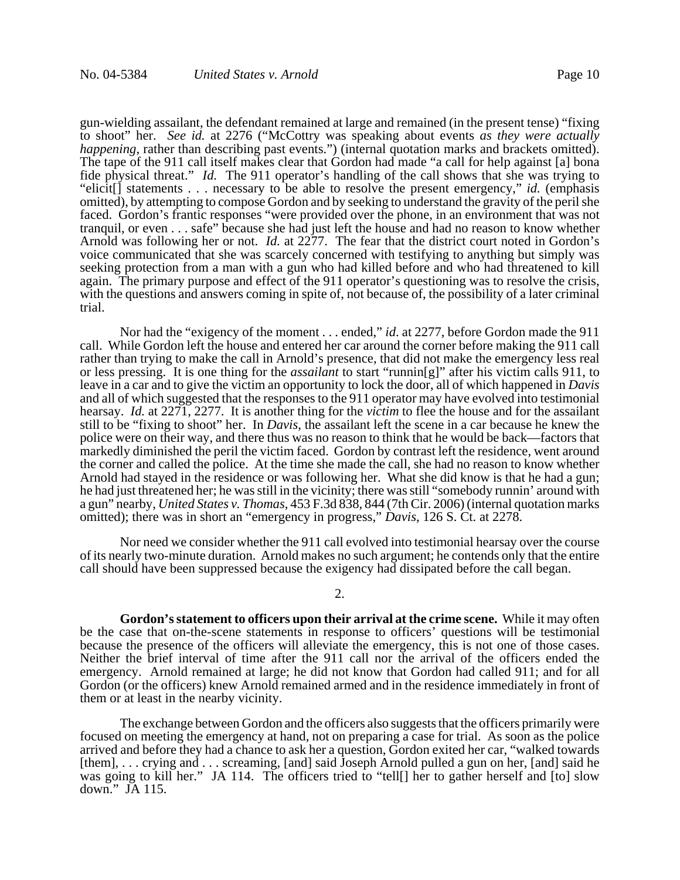gun-wielding assailant, the defendant remained at large and remained (in the present tense) "fixing to shoot" her. *See id.* at 2276 ("McCottry was speaking about events *as they were actually happening*, rather than describing past events.") (internal quotation marks and brackets omitted). The tape of the 911 call itself makes clear that Gordon had made "a call for help against [a] bona fide physical threat." *Id.* The 911 operator's handling of the call shows that she was trying to "elicit[] statements . . . necessary to be able to resolve the present emergency," *id.* (emphasis omitted), by attempting to compose Gordon and by seeking to understand the gravity of the peril she faced. Gordon's frantic responses "were provided over the phone, in an environment that was not tranquil, or even . . . safe" because she had just left the house and had no reason to know whether Arnold was following her or not. *Id.* at 2277. The fear that the district court noted in Gordon's voice communicated that she was scarcely concerned with testifying to anything but simply was seeking protection from a man with a gun who had killed before and who had threatened to kill again. The primary purpose and effect of the 911 operator's questioning was to resolve the crisis, with the questions and answers coming in spite of, not because of, the possibility of a later criminal trial.

Nor had the "exigency of the moment . . . ended," *id*. at 2277, before Gordon made the 911 call. While Gordon left the house and entered her car around the corner before making the 911 call rather than trying to make the call in Arnold's presence, that did not make the emergency less real or less pressing. It is one thing for the *assailant* to start "runnin[g]" after his victim calls 911, to leave in a car and to give the victim an opportunity to lock the door, all of which happened in *Davis* and all of which suggested that the responses to the 911 operator may have evolved into testimonial hearsay. *Id.* at 2271, 2277. It is another thing for the *victim* to flee the house and for the assailant still to be "fixing to shoot" her. In *Davis*, the assailant left the scene in a car because he knew the police were on their way, and there thus was no reason to think that he would be back—factors that markedly diminished the peril the victim faced. Gordon by contrast left the residence, went around the corner and called the police. At the time she made the call, she had no reason to know whether Arnold had stayed in the residence or was following her. What she did know is that he had a gun; he had just threatened her; he was still in the vicinity; there was still "somebody runnin' around with a gun" nearby, *United States v. Thomas*, 453 F.3d 838, 844 (7th Cir. 2006) (internal quotation marks omitted); there was in short an "emergency in progress," *Davis*, 126 S. Ct. at 2278.

Nor need we consider whether the 911 call evolved into testimonial hearsay over the course of its nearly two-minute duration. Arnold makes no such argument; he contends only that the entire call should have been suppressed because the exigency had dissipated before the call began.

2.

**Gordon's statement to officers upon their arrival at the crime scene.** While it may often be the case that on-the-scene statements in response to officers' questions will be testimonial because the presence of the officers will alleviate the emergency, this is not one of those cases. Neither the brief interval of time after the 911 call nor the arrival of the officers ended the emergency. Arnold remained at large; he did not know that Gordon had called 911; and for all Gordon (or the officers) knew Arnold remained armed and in the residence immediately in front of them or at least in the nearby vicinity.

The exchange between Gordon and the officers also suggests that the officers primarily were focused on meeting the emergency at hand, not on preparing a case for trial. As soon as the police arrived and before they had a chance to ask her a question, Gordon exited her car, "walked towards [them], . . . crying and . . . screaming, [and] said Joseph Arnold pulled a gun on her, [and] said he was going to kill her." JA 114. The officers tried to "tell[] her to gather herself and [to] slow down." JA 115.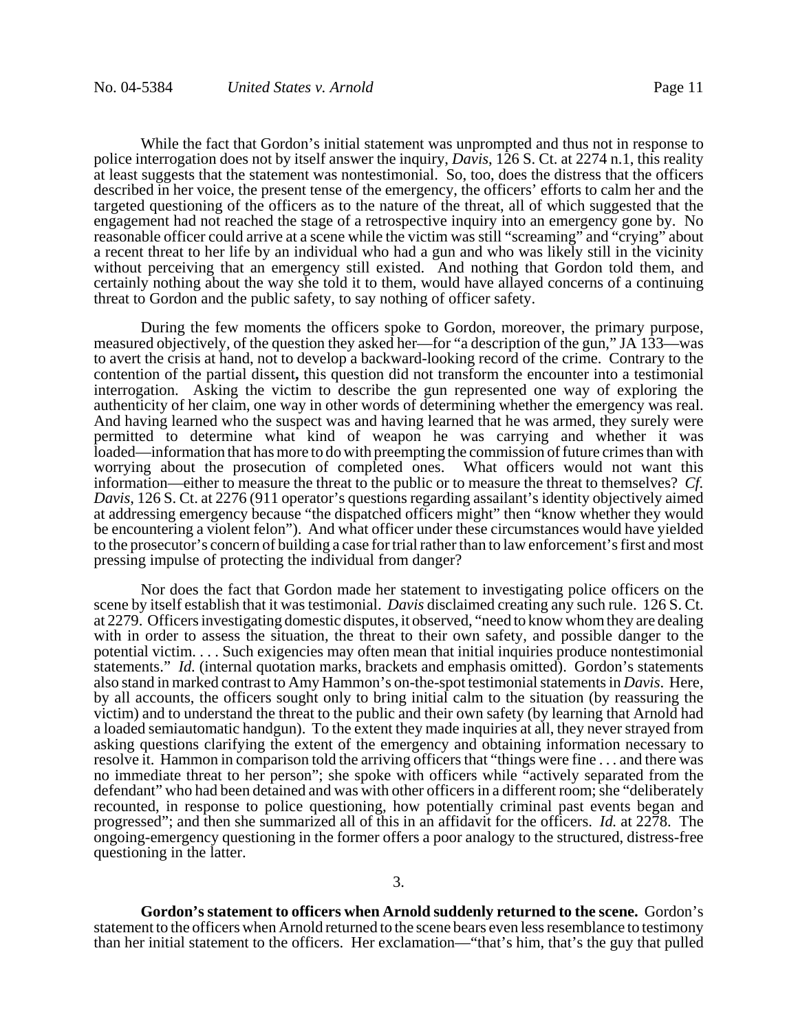While the fact that Gordon's initial statement was unprompted and thus not in response to police interrogation does not by itself answer the inquiry, *Davis*, 126 S. Ct. at 2274 n.1, this reality at least suggests that the statement was nontestimonial. So, too, does the distress that the officers described in her voice, the present tense of the emergency, the officers' efforts to calm her and the targeted questioning of the officers as to the nature of the threat, all of which suggested that the engagement had not reached the stage of a retrospective inquiry into an emergency gone by. No reasonable officer could arrive at a scene while the victim was still "screaming" and "crying" about a recent threat to her life by an individual who had a gun and who was likely still in the vicinity without perceiving that an emergency still existed. And nothing that Gordon told them, and certainly nothing about the way she told it to them, would have allayed concerns of a continuing threat to Gordon and the public safety, to say nothing of officer safety.

During the few moments the officers spoke to Gordon, moreover, the primary purpose, measured objectively, of the question they asked her—for "a description of the gun," JA 133—was to avert the crisis at hand, not to develop a backward-looking record of the crime. Contrary to the contention of the partial dissent**,** this question did not transform the encounter into a testimonial interrogation. Asking the victim to describe the gun represented one way of exploring the authenticity of her claim, one way in other words of determining whether the emergency was real. And having learned who the suspect was and having learned that he was armed, they surely were permitted to determine what kind of weapon he was carrying and whether it was loaded—information that has more to do with preempting the commission of future crimes than with worrying about the prosecution of completed ones. What officers would not want this information—either to measure the threat to the public or to measure the threat to themselves? *Cf. Davis*, 126 S. Ct. at 2276 (911 operator's questions regarding assailant's identity objectively aimed at addressing emergency because "the dispatched officers might" then "know whether they would be encountering a violent felon"). And what officer under these circumstances would have yielded to the prosecutor's concern of building a case for trial rather than to law enforcement's first and most pressing impulse of protecting the individual from danger?

Nor does the fact that Gordon made her statement to investigating police officers on the scene by itself establish that it was testimonial. *Davis* disclaimed creating any such rule. 126 S. Ct. at 2279. Officers investigating domestic disputes, it observed, "need to know whom they are dealing with in order to assess the situation, the threat to their own safety, and possible danger to the potential victim. . . . Such exigencies may often mean that initial inquiries produce nontestimonial statements." *Id.* (internal quotation marks, brackets and emphasis omitted). Gordon's statements also stand in marked contrast to Amy Hammon's on-the-spot testimonial statements in *Davis*. Here, by all accounts, the officers sought only to bring initial calm to the situation (by reassuring the victim) and to understand the threat to the public and their own safety (by learning that Arnold had a loaded semiautomatic handgun). To the extent they made inquiries at all, they never strayed from asking questions clarifying the extent of the emergency and obtaining information necessary to resolve it. Hammon in comparison told the arriving officers that "things were fine . . . and there was no immediate threat to her person"; she spoke with officers while "actively separated from the defendant" who had been detained and was with other officers in a different room; she "deliberately recounted, in response to police questioning, how potentially criminal past events began and progressed"; and then she summarized all of this in an affidavit for the officers. *Id.* at 2278. The ongoing-emergency questioning in the former offers a poor analogy to the structured, distress-free questioning in the latter.

3.

**Gordon's statement to officers when Arnold suddenly returned to the scene.** Gordon's statement to the officers when Arnold returned to the scene bears even less resemblance to testimony than her initial statement to the officers. Her exclamation—"that's him, that's the guy that pulled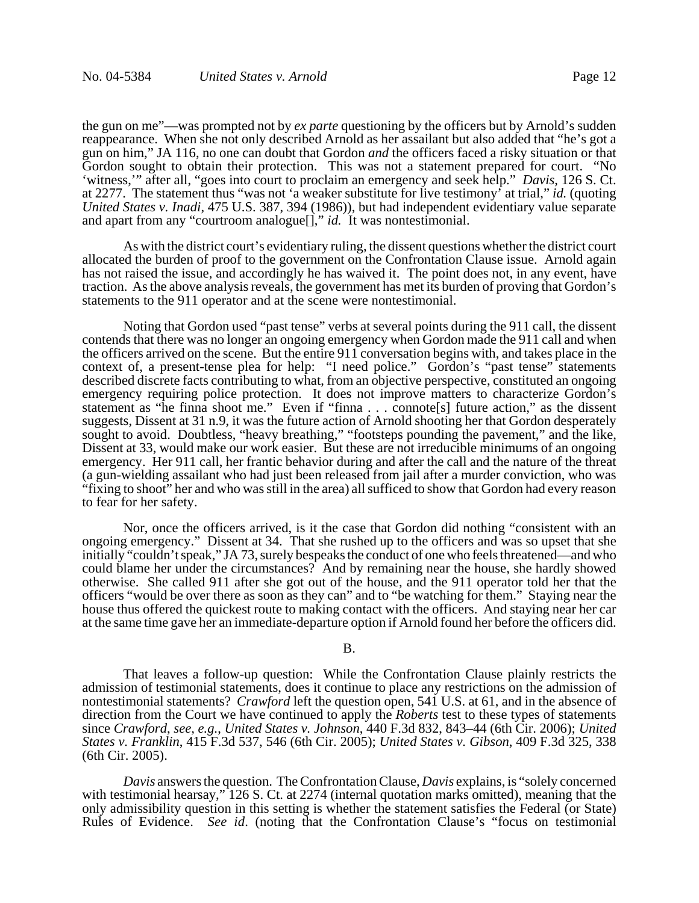the gun on me"—was prompted not by *ex parte* questioning by the officers but by Arnold's sudden reappearance. When she not only described Arnold as her assailant but also added that "he's got a gun on him," JA 116, no one can doubt that Gordon *and* the officers faced a risky situation or that Gordon sought to obtain their protection. This was not a statement prepared for court. "No 'witness,'" after all, "goes into court to proclaim an emergency and seek help." *Davis*, 126 S. Ct. at 2277. The statement thus "was not 'a weaker substitute for live testimony' at trial," *id.* (quoting *United States v. Inadi*, 475 U.S. 387, 394 (1986)), but had independent evidentiary value separate and apart from any "courtroom analogue[]," *id.* It was nontestimonial.

As with the district court's evidentiary ruling, the dissent questions whether the district court allocated the burden of proof to the government on the Confrontation Clause issue. Arnold again has not raised the issue, and accordingly he has waived it. The point does not, in any event, have traction. As the above analysis reveals, the government has met its burden of proving that Gordon's statements to the 911 operator and at the scene were nontestimonial.

Noting that Gordon used "past tense" verbs at several points during the 911 call, the dissent contends that there was no longer an ongoing emergency when Gordon made the 911 call and when the officers arrived on the scene. But the entire 911 conversation begins with, and takes place in the context of, a present-tense plea for help: "I need police." Gordon's "past tense" statements described discrete facts contributing to what, from an objective perspective, constituted an ongoing emergency requiring police protection. It does not improve matters to characterize Gordon's statement as "he finna shoot me." Even if "finna . . . connote[s] future action," as the dissent suggests, Dissent at 31 n.9, it was the future action of Arnold shooting her that Gordon desperately sought to avoid. Doubtless, "heavy breathing," "footsteps pounding the pavement," and the like, Dissent at 33, would make our work easier. But these are not irreducible minimums of an ongoing emergency. Her 911 call, her frantic behavior during and after the call and the nature of the threat (a gun-wielding assailant who had just been released from jail after a murder conviction, who was "fixing to shoot" her and who was still in the area) all sufficed to show that Gordon had every reason to fear for her safety.

Nor, once the officers arrived, is it the case that Gordon did nothing "consistent with an ongoing emergency." Dissent at 34. That she rushed up to the officers and was so upset that she initially "couldn't speak," JA 73, surely bespeaks the conduct of one who feels threatened—and who could blame her under the circumstances? And by remaining near the house, she hardly showed otherwise. She called 911 after she got out of the house, and the 911 operator told her that the officers "would be over there as soon as they can" and to "be watching for them." Staying near the house thus offered the quickest route to making contact with the officers. And staying near her car at the same time gave her an immediate-departure option if Arnold found her before the officers did.

B.

That leaves a follow-up question: While the Confrontation Clause plainly restricts the admission of testimonial statements, does it continue to place any restrictions on the admission of nontestimonial statements? *Crawford* left the question open, 541 U.S. at 61, and in the absence of direction from the Court we have continued to apply the *Roberts* test to these types of statements since *Crawford*, *see, e.g.*, *United States v. Johnson*, 440 F.3d 832, 843–44 (6th Cir. 2006); *United States v. Franklin*, 415 F.3d 537, 546 (6th Cir. 2005); *United States v. Gibson*, 409 F.3d 325, 338 (6th Cir. 2005).

*Davis* answers the question. The Confrontation Clause, *Davis* explains, is "solely concerned with testimonial hearsay," 126 S. Ct. at 2274 (internal quotation marks omitted), meaning that the only admissibility question in this setting is whether the statement satisfies the Federal (or State) Rules of Evidence. *See id*. (noting that the Confrontation Clause's "focus on testimonial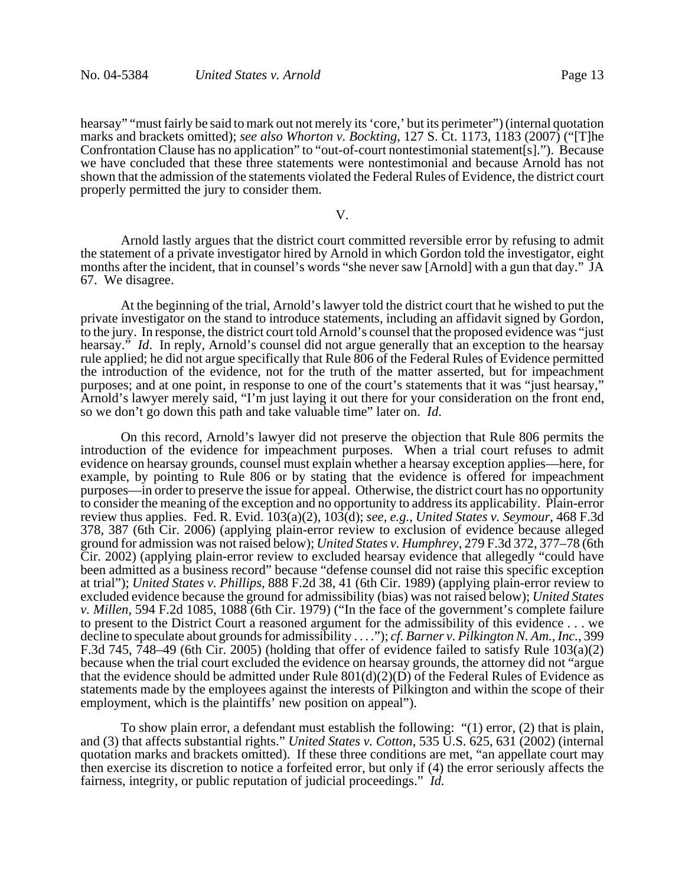hearsay" "must fairly be said to mark out not merely its 'core,' but its perimeter") (internal quotation marks and brackets omitted); *see also Whorton v. Bockting*, 127 S. Ct. 1173, 1183 (2007) ("[T]he Confrontation Clause has no application" to "out-of-court nontestimonial statement[s]."). Because we have concluded that these three statements were nontestimonial and because Arnold has not shown that the admission of the statements violated the Federal Rules of Evidence, the district court properly permitted the jury to consider them.

## V.

Arnold lastly argues that the district court committed reversible error by refusing to admit the statement of a private investigator hired by Arnold in which Gordon told the investigator, eight months after the incident, that in counsel's words "she never saw [Arnold] with a gun that day." JA 67. We disagree.

At the beginning of the trial, Arnold's lawyer told the district court that he wished to put the private investigator on the stand to introduce statements, including an affidavit signed by Gordon, to the jury. In response, the district court told Arnold's counsel that the proposed evidence was "just hearsay." *Id*. In reply, Arnold's counsel did not argue generally that an exception to the hearsay rule applied; he did not argue specifically that Rule 806 of the Federal Rules of Evidence permitted the introduction of the evidence, not for the truth of the matter asserted, but for impeachment purposes; and at one point, in response to one of the court's statements that it was "just hearsay," Arnold's lawyer merely said, "I'm just laying it out there for your consideration on the front end, so we don't go down this path and take valuable time" later on. *Id*.

On this record, Arnold's lawyer did not preserve the objection that Rule 806 permits the introduction of the evidence for impeachment purposes. When a trial court refuses to admit evidence on hearsay grounds, counsel must explain whether a hearsay exception applies—here, for example, by pointing to Rule 806 or by stating that the evidence is offered for impeachment purposes—in order to preserve the issue for appeal. Otherwise, the district court has no opportunity to consider the meaning of the exception and no opportunity to address its applicability. Plain-error review thus applies. Fed. R. Evid. 103(a)(2), 103(d); *see, e.g.*, *United States v. Seymour*, 468 F.3d 378, 387 (6th Cir. 2006) (applying plain-error review to exclusion of evidence because alleged ground for admission was not raised below); *United States v. Humphrey*, 279 F.3d 372, 377–78 (6th Cir. 2002) (applying plain-error review to excluded hearsay evidence that allegedly "could have been admitted as a business record" because "defense counsel did not raise this specific exception at trial"); *United States v. Phillips*, 888 F.2d 38, 41 (6th Cir. 1989) (applying plain-error review to excluded evidence because the ground for admissibility (bias) was not raised below); *United States v. Millen*, 594 F.2d 1085, 1088 (6th Cir. 1979) ("In the face of the government's complete failure to present to the District Court a reasoned argument for the admissibility of this evidence . . . we decline to speculate about grounds for admissibility . . . ."); *cf. Barner v. Pilkington N. Am., Inc.*, 399 F.3d 745, 748–49 (6th Cir. 2005) (holding that offer of evidence failed to satisfy Rule 103(a)(2) because when the trial court excluded the evidence on hearsay grounds, the attorney did not "argue that the evidence should be admitted under Rule 801(d)(2)(D) of the Federal Rules of Evidence as statements made by the employees against the interests of Pilkington and within the scope of their employment, which is the plaintiffs' new position on appeal").

To show plain error, a defendant must establish the following: "(1) error, (2) that is plain, and (3) that affects substantial rights." *United States v. Cotton*, 535 U.S. 625, 631 (2002) (internal quotation marks and brackets omitted). If these three conditions are met, "an appellate court may then exercise its discretion to notice a forfeited error, but only if (4) the error seriously affects the fairness, integrity, or public reputation of judicial proceedings." *Id.*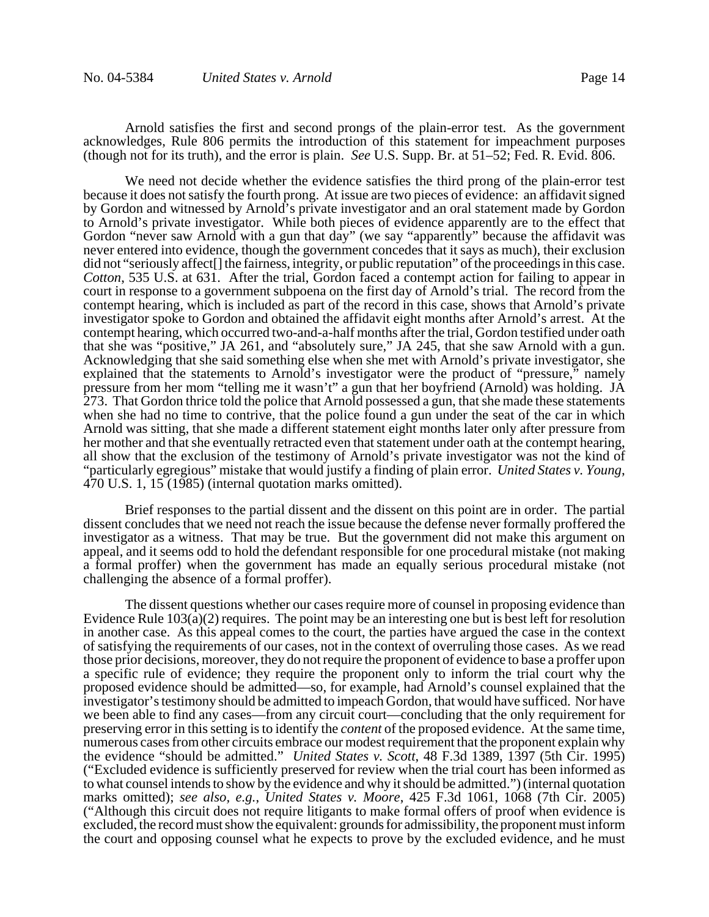Arnold satisfies the first and second prongs of the plain-error test. As the government acknowledges, Rule 806 permits the introduction of this statement for impeachment purposes (though not for its truth), and the error is plain. *See* U.S. Supp. Br. at 51–52; Fed. R. Evid. 806.

We need not decide whether the evidence satisfies the third prong of the plain-error test because it does not satisfy the fourth prong. At issue are two pieces of evidence: an affidavit signed by Gordon and witnessed by Arnold's private investigator and an oral statement made by Gordon to Arnold's private investigator. While both pieces of evidence apparently are to the effect that Gordon "never saw Arnold with a gun that day" (we say "apparently" because the affidavit was never entered into evidence, though the government concedes that it says as much), their exclusion did not "seriously affect[] the fairness, integrity, or public reputation" of the proceedings in this case. *Cotton*, 535 U.S. at 631. After the trial, Gordon faced a contempt action for failing to appear in court in response to a government subpoena on the first day of Arnold's trial. The record from the contempt hearing, which is included as part of the record in this case, shows that Arnold's private investigator spoke to Gordon and obtained the affidavit eight months after Arnold's arrest. At the contempt hearing, which occurred two-and-a-half months after the trial, Gordon testified under oath that she was "positive," JA 261, and "absolutely sure," JA 245, that she saw Arnold with a gun. Acknowledging that she said something else when she met with Arnold's private investigator, she explained that the statements to Arnold's investigator were the product of "pressure," namely pressure from her mom "telling me it wasn't" a gun that her boyfriend (Arnold) was holding. JA 273. That Gordon thrice told the police that Arnold possessed a gun, that she made these statements when she had no time to contrive, that the police found a gun under the seat of the car in which Arnold was sitting, that she made a different statement eight months later only after pressure from her mother and that she eventually retracted even that statement under oath at the contempt hearing, all show that the exclusion of the testimony of Arnold's private investigator was not the kind of "particularly egregious" mistake that would justify a finding of plain error. *United States v. Young*, 470 U.S. 1, 15 (1985) (internal quotation marks omitted).

Brief responses to the partial dissent and the dissent on this point are in order. The partial dissent concludes that we need not reach the issue because the defense never formally proffered the investigator as a witness. That may be true. But the government did not make this argument on appeal, and it seems odd to hold the defendant responsible for one procedural mistake (not making a formal proffer) when the government has made an equally serious procedural mistake (not challenging the absence of a formal proffer).

The dissent questions whether our cases require more of counsel in proposing evidence than Evidence Rule 103(a)(2) requires. The point may be an interesting one but is best left for resolution in another case. As this appeal comes to the court, the parties have argued the case in the context of satisfying the requirements of our cases, not in the context of overruling those cases. As we read those prior decisions, moreover, they do not require the proponent of evidence to base a proffer upon a specific rule of evidence; they require the proponent only to inform the trial court why the proposed evidence should be admitted—so, for example, had Arnold's counsel explained that the investigator's testimony should be admitted to impeach Gordon, that would have sufficed. Nor have we been able to find any cases—from any circuit court—concluding that the only requirement for preserving error in this setting is to identify the *content* of the proposed evidence. At the same time, numerous cases from other circuits embrace our modest requirement that the proponent explain why the evidence "should be admitted." *United States v. Scott*, 48 F.3d 1389, 1397 (5th Cir. 1995) ("Excluded evidence is sufficiently preserved for review when the trial court has been informed as to what counsel intends to show by the evidence and why it should be admitted.") (internal quotation marks omitted); *see also, e.g.*, *United States v. Moore*, 425 F.3d 1061, 1068 (7th Cir. 2005) ("Although this circuit does not require litigants to make formal offers of proof when evidence is excluded, the record must show the equivalent: grounds for admissibility, the proponent must inform the court and opposing counsel what he expects to prove by the excluded evidence, and he must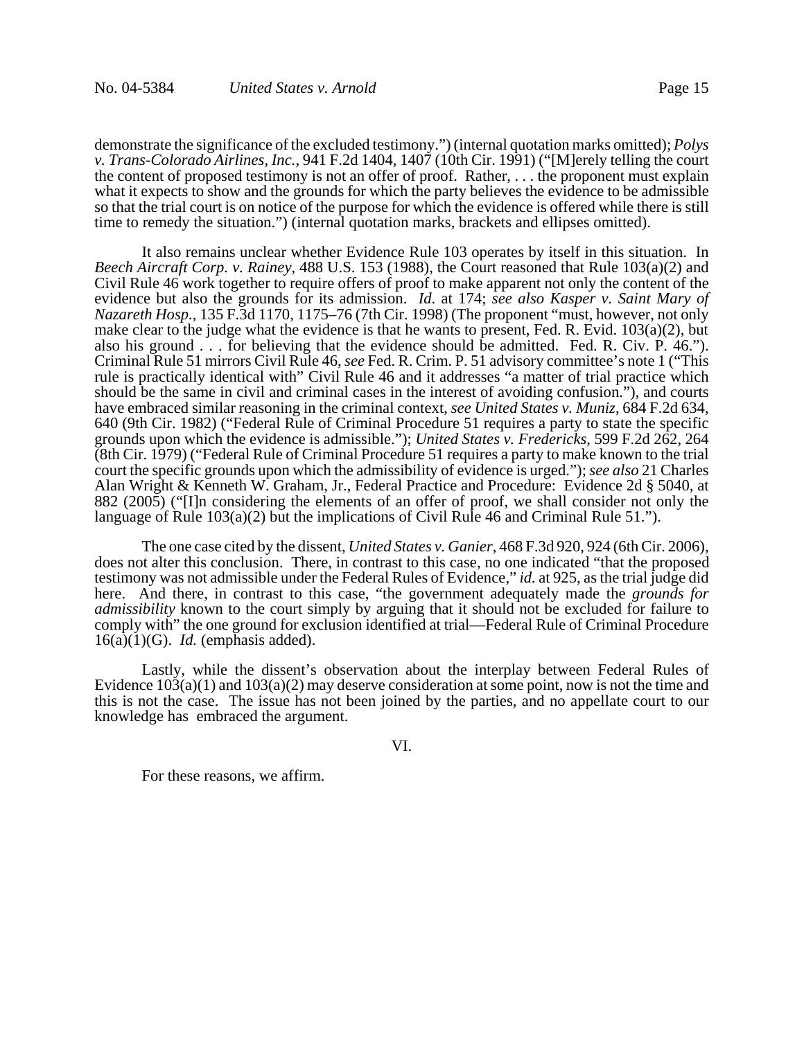demonstrate the significance of the excluded testimony.") (internal quotation marks omitted); *Polys v. Trans-Colorado Airlines, Inc.*, 941 F.2d 1404, 1407 (10th Cir. 1991) ("[M]erely telling the court the content of proposed testimony is not an offer of proof. Rather, . . . the proponent must explain what it expects to show and the grounds for which the party believes the evidence to be admissible so that the trial court is on notice of the purpose for which the evidence is offered while there is still time to remedy the situation.") (internal quotation marks, brackets and ellipses omitted).

It also remains unclear whether Evidence Rule 103 operates by itself in this situation. In *Beech Aircraft Corp. v. Rainey*, 488 U.S. 153 (1988), the Court reasoned that Rule 103(a)(2) and Civil Rule 46 work together to require offers of proof to make apparent not only the content of the evidence but also the grounds for its admission. *Id.* at 174; *see also Kasper v. Saint Mary of Nazareth Hosp.*, 135 F.3d 1170, 1175–76 (7th Cir. 1998) (The proponent "must, however, not only make clear to the judge what the evidence is that he wants to present, Fed. R. Evid. 103(a)(2), but also his ground . . . for believing that the evidence should be admitted. Fed. R. Civ. P. 46."). Criminal Rule 51 mirrors Civil Rule 46, *see* Fed. R. Crim. P. 51 advisory committee's note 1 ("This rule is practically identical with" Civil Rule 46 and it addresses "a matter of trial practice which should be the same in civil and criminal cases in the interest of avoiding confusion."), and courts have embraced similar reasoning in the criminal context, *see United States v. Muniz*, 684 F.2d 634, 640 (9th Cir. 1982) ("Federal Rule of Criminal Procedure 51 requires a party to state the specific grounds upon which the evidence is admissible."); *United States v. Fredericks*, 599 F.2d 262, 264 (8th Cir. 1979) ("Federal Rule of Criminal Procedure 51 requires a party to make known to the trial court the specific grounds upon which the admissibility of evidence is urged."); *see also* 21 Charles Alan Wright & Kenneth W. Graham, Jr., Federal Practice and Procedure: Evidence 2d § 5040, at 882 (2005) ("[I]n considering the elements of an offer of proof, we shall consider not only the language of Rule 103(a)(2) but the implications of Civil Rule 46 and Criminal Rule 51.").

The one case cited by the dissent, *United States v. Ganier*, 468 F.3d 920, 924 (6th Cir. 2006), does not alter this conclusion. There, in contrast to this case, no one indicated "that the proposed testimony was not admissible under the Federal Rules of Evidence," *id.* at 925, as the trial judge did here. And there, in contrast to this case, "the government adequately made the *grounds for admissibility* known to the court simply by arguing that it should not be excluded for failure to comply with" the one ground for exclusion identified at trial—Federal Rule of Criminal Procedure 16(a)(1)(G). *Id.* (emphasis added).

Lastly, while the dissent's observation about the interplay between Federal Rules of Evidence 103(a)(1) and 103(a)(2) may deserve consideration at some point, now is not the time and this is not the case. The issue has not been joined by the parties, and no appellate court to our knowledge has embraced the argument.

## VI.

For these reasons, we affirm.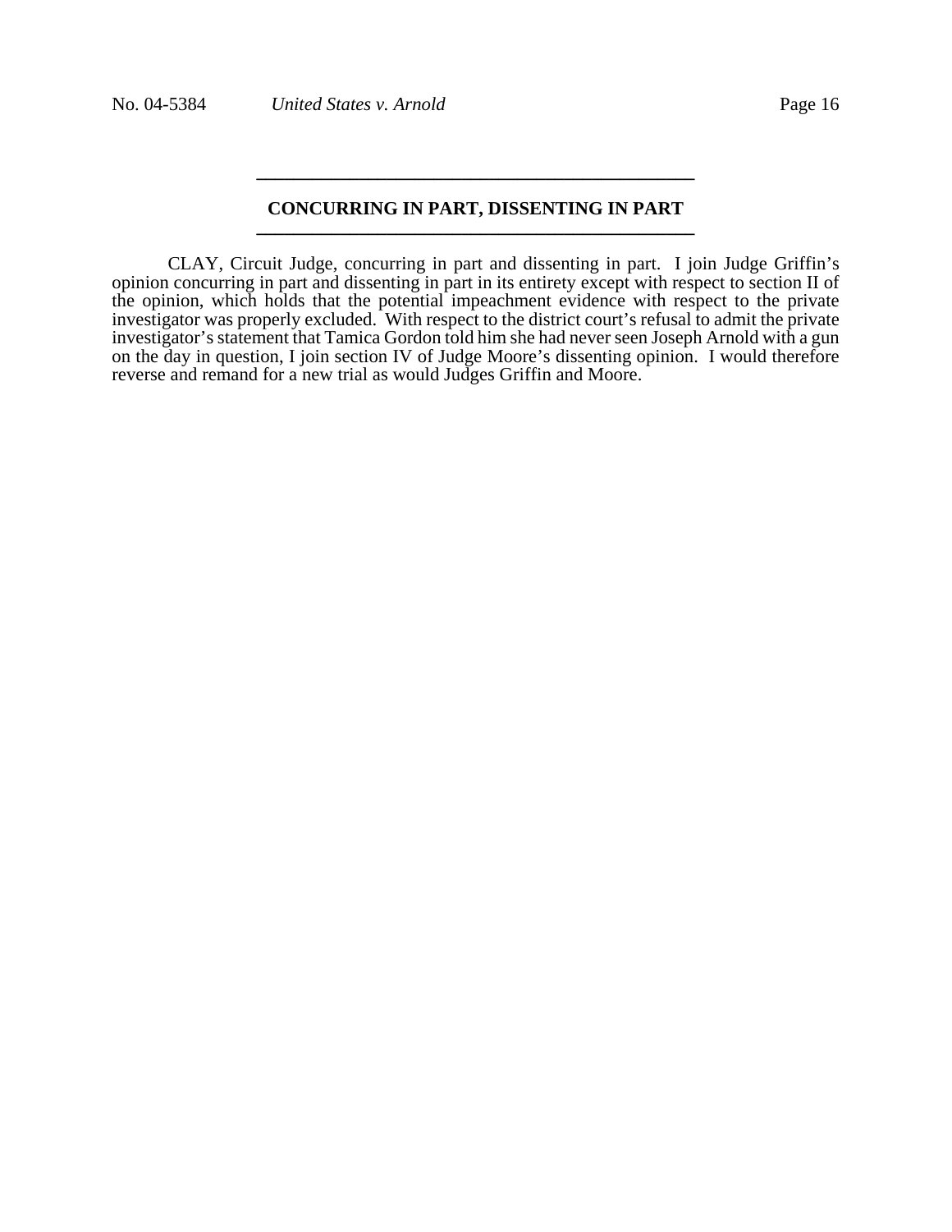## CONCURRING IN PART, DISSENTING IN PART

CLAY, Circuit Judge, concurring in part and dissenting in part. I join Judge Griffin's opinion concurring in part and dissenting in part in its entirety except with respect to section II of the opinion, which holds that the potential impeachment evidence with respect to the private investigator was properly excluded. With respect to the district court's refusal to admit the private investigator's statement that Tamica Gordon told him she had never seen Joseph Arnold with a gun on the day in question, I join section IV of Judge Moore's dissenting opinion. I would therefore reverse and remand for a new trial as would Judges Griffin and Moore.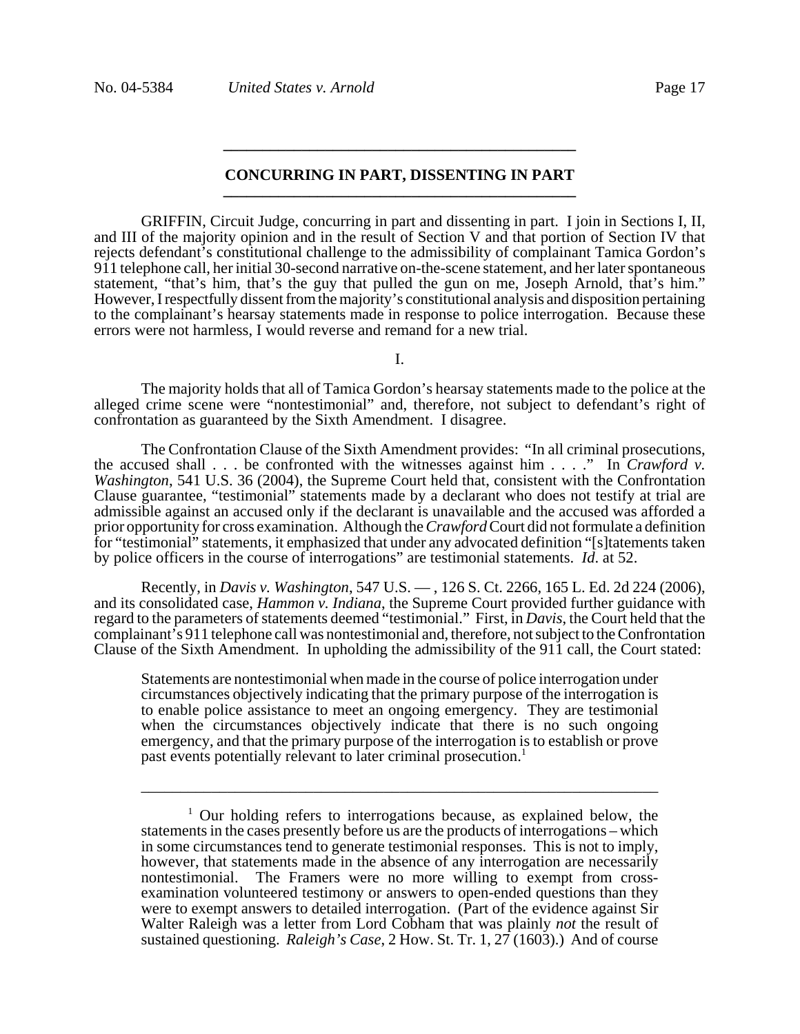## CONCURRING IN PART, DISSENTING IN PART

GRIFFIN, Circuit Judge, concurring in part and dissenting in part. I join in Sections I, II, and III of the majority opinion and in the result of Section V and that portion of Section IV that rejects defendant's constitutional challenge to the admissibility of complainant Tamica Gordon's 911 telephone call, her initial 30-second narrative on-the-scene statement, and her later spontaneous statement, "that's him, that's the guy that pulled the gun on me, Joseph Arnold, that's him." However, I respectfully dissent from the majority's constitutional analysis and disposition pertaining to the complainant's hearsay statements made in response to police interrogation. Because these errors were not harmless, I would reverse and remand for a new trial.

I.

The majority holds that all of Tamica Gordon's hearsay statements made to the police at the alleged crime scene were "nontestimonial" and, therefore, not subject to defendant's right of confrontation as guaranteed by the Sixth Amendment. I disagree.

The Confrontation Clause of the Sixth Amendment provides: "In all criminal prosecutions, the accused shall . . . be confronted with the witnesses against him . . . ." In *Crawford v. Washington*, 541 U.S. 36 (2004), the Supreme Court held that, consistent with the Confrontation Clause guarantee, "testimonial" statements made by a declarant who does not testify at trial are admissible against an accused only if the declarant is unavailable and the accused was afforded a prior opportunity for cross examination. Although the *Crawford* Court did not formulate a definition for "testimonial" statements, it emphasized that under any advocated definition "[s]tatements taken by police officers in the course of interrogations" are testimonial statements. *Id*. at 52.

Recently, in *Davis v. Washington*, 547 U.S. — , 126 S. Ct. 2266, 165 L. Ed. 2d 224 (2006), and its consolidated case, *Hammon v. Indiana*, the Supreme Court provided further guidance with regard to the parameters of statements deemed "testimonial." First, in *Davis*, the Court held that the complainant's 911 telephone call was nontestimonial and, therefore, not subject to the Confrontation Clause of the Sixth Amendment. In upholding the admissibility of the 911 call, the Court stated:

> Statements are nontestimonial when made in the course of police interrogation under circumstances objectively indicating that the primary purpose of the interrogation is to enable police assistance to meet an ongoing emergency. They are testimonial when the circumstances objectively indicate that there is no such ongoing emergency, and that the primary purpose of the interrogation is to establish or prove past events potentially relevant to later criminal prosecution.[1]

---

[1] Our holding refers to interrogations because, as explained below, the statements in the cases presently before us are the products of interrogations – which in some circumstances tend to generate testimonial responses. This is not to imply, however, that statements made in the absence of any interrogation are necessarily nontestimonial. The Framers were no more willing to exempt from cross-examination volunteered testimony or answers to open-ended questions than they were to exempt answers to detailed interrogation. (Part of the evidence against Sir Walter Raleigh was a letter from Lord Cobham that was plainly *not* the result of sustained questioning. *Raleigh's Case*, 2 How. St. Tr. 1, 27 (1603).) And of course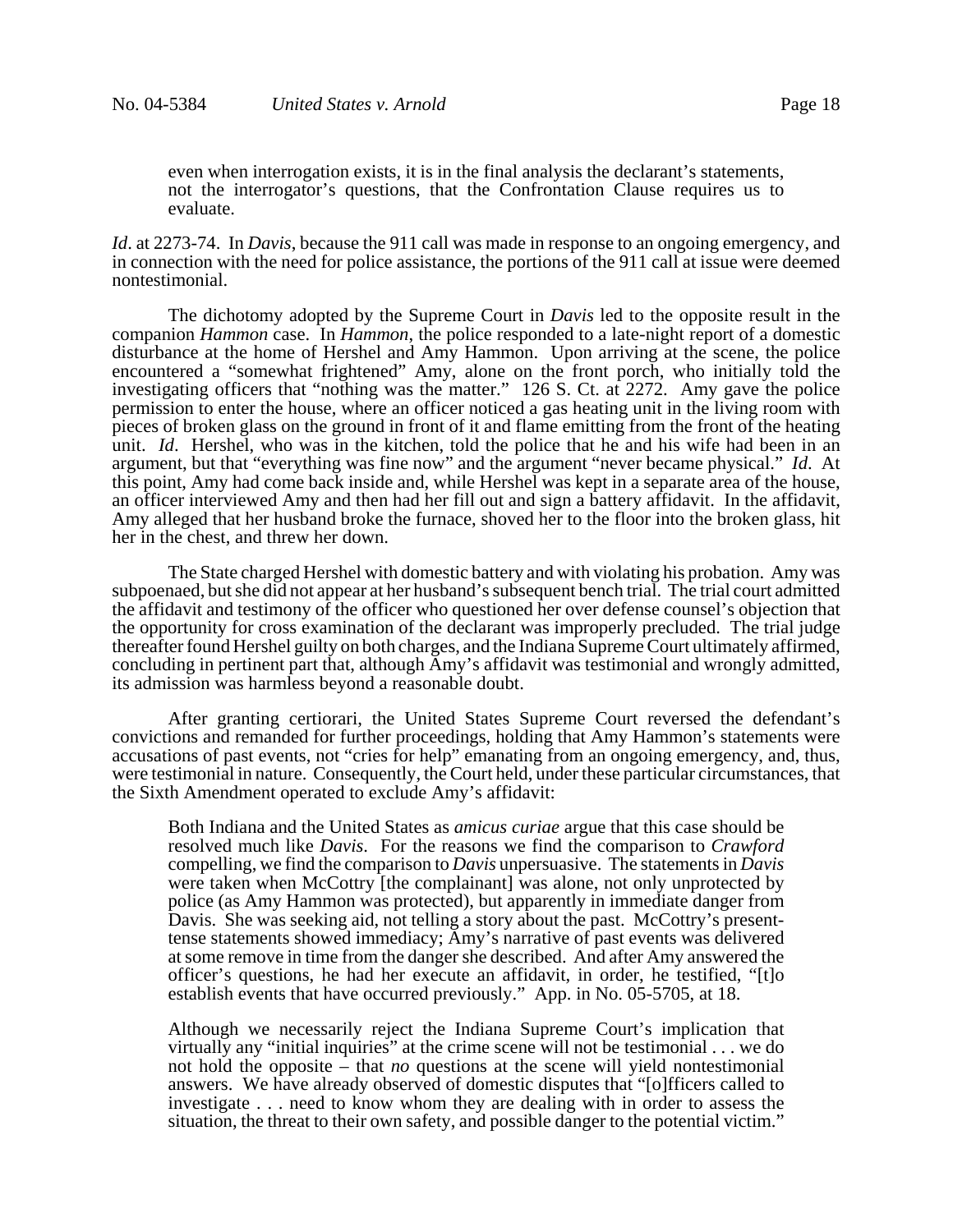> even when interrogation exists, it is in the final analysis the declarant's statements, not the interrogator's questions, that the Confrontation Clause requires us to evaluate.

*Id*. at 2273-74. In *Davis*, because the 911 call was made in response to an ongoing emergency, and in connection with the need for police assistance, the portions of the 911 call at issue were deemed nontestimonial.

The dichotomy adopted by the Supreme Court in *Davis* led to the opposite result in the companion *Hammon* case. In *Hammon*, the police responded to a late-night report of a domestic disturbance at the home of Hershel and Amy Hammon. Upon arriving at the scene, the police encountered a "somewhat frightened" Amy, alone on the front porch, who initially told the investigating officers that "nothing was the matter." 126 S. Ct. at 2272. Amy gave the police permission to enter the house, where an officer noticed a gas heating unit in the living room with pieces of broken glass on the ground in front of it and flame emitting from the front of the heating unit. *Id*. Hershel, who was in the kitchen, told the police that he and his wife had been in an argument, but that "everything was fine now" and the argument "never became physical." *Id*. At this point, Amy had come back inside and, while Hershel was kept in a separate area of the house, an officer interviewed Amy and then had her fill out and sign a battery affidavit. In the affidavit, Amy alleged that her husband broke the furnace, shoved her to the floor into the broken glass, hit her in the chest, and threw her down.

The State charged Hershel with domestic battery and with violating his probation. Amy was subpoenaed, but she did not appear at her husband's subsequent bench trial. The trial court admitted the affidavit and testimony of the officer who questioned her over defense counsel's objection that the opportunity for cross examination of the declarant was improperly precluded. The trial judge thereafter found Hershel guilty on both charges, and the Indiana Supreme Court ultimately affirmed, concluding in pertinent part that, although Amy's affidavit was testimonial and wrongly admitted, its admission was harmless beyond a reasonable doubt.

After granting certiorari, the United States Supreme Court reversed the defendant's convictions and remanded for further proceedings, holding that Amy Hammon's statements were accusations of past events, not "cries for help" emanating from an ongoing emergency, and, thus, were testimonial in nature. Consequently, the Court held, under these particular circumstances, that the Sixth Amendment operated to exclude Amy's affidavit:

> Both Indiana and the United States as *amicus curiae* argue that this case should be resolved much like *Davis*. For the reasons we find the comparison to *Crawford* compelling, we find the comparison to *Davis* unpersuasive. The statements in *Davis* were taken when McCottry [the complainant] was alone, not only unprotected by police (as Amy Hammon was protected), but apparently in immediate danger from Davis. She was seeking aid, not telling a story about the past. McCottry's present-tense statements showed immediacy; Amy's narrative of past events was delivered at some remove in time from the danger she described. And after Amy answered the officer's questions, he had her execute an affidavit, in order, he testified, "[t]o establish events that have occurred previously." App. in No. 05-5705, at 18.
>
> Although we necessarily reject the Indiana Supreme Court's implication that virtually any "initial inquiries" at the crime scene will not be testimonial . . . we do not hold the opposite – that *no* questions at the scene will yield nontestimonial answers. We have already observed of domestic disputes that "[o]fficers called to investigate . . . need to know whom they are dealing with in order to assess the situation, the threat to their own safety, and possible danger to the potential victim."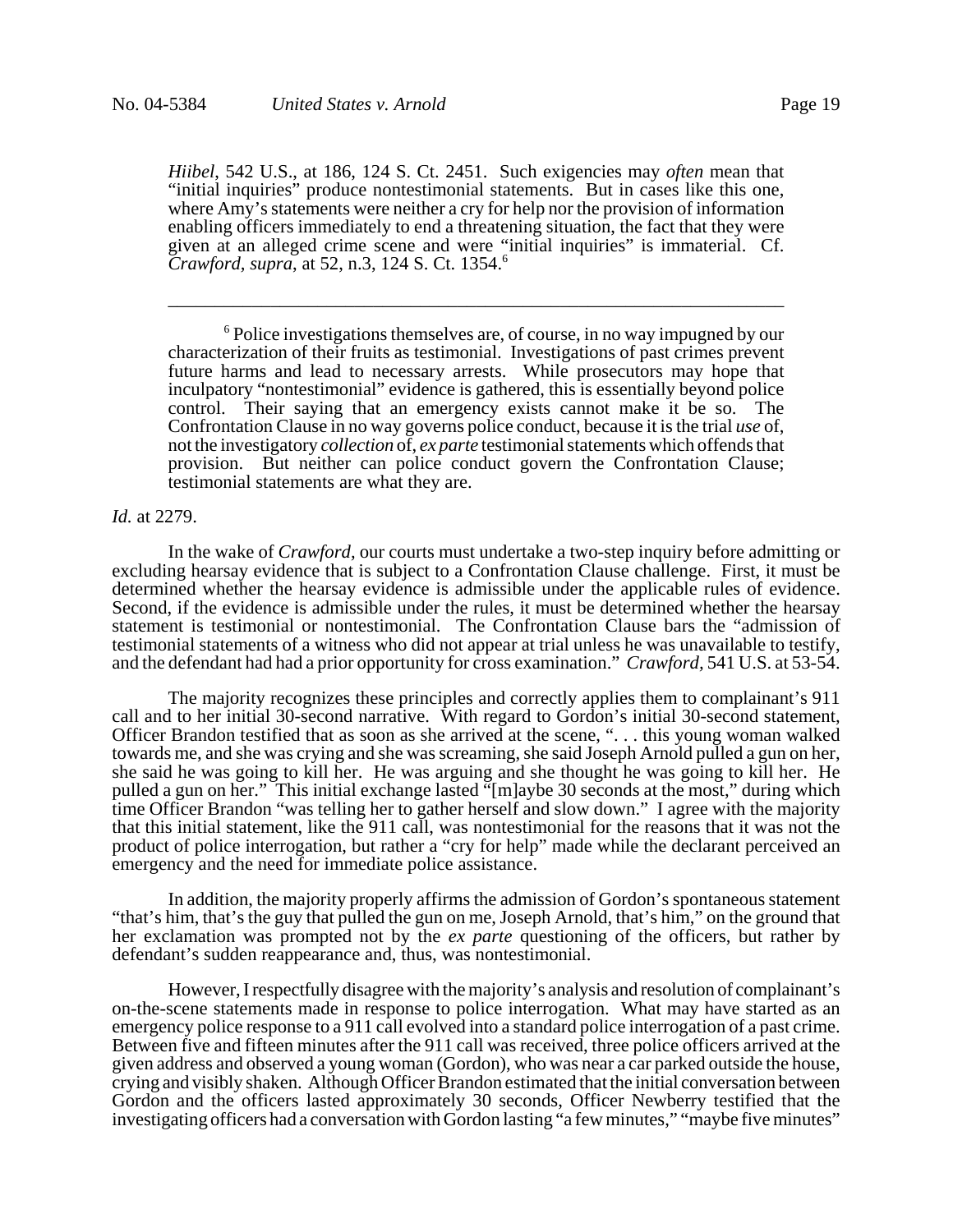> *Hiibel*, 542 U.S., at 186, 124 S. Ct. 2451. Such exigencies may *often* mean that "initial inquiries" produce nontestimonial statements. But in cases like this one, where Amy's statements were neither a cry for help nor the provision of information enabling officers immediately to end a threatening situation, the fact that they were given at an alleged crime scene and were "initial inquiries" is immaterial. Cf. *Crawford, supra*, at 52, n.3, 124 S. Ct. 1354.[6]
>
> ---
>
> [6] Police investigations themselves are, of course, in no way impugned by our characterization of their fruits as testimonial. Investigations of past crimes prevent future harms and lead to necessary arrests. While prosecutors may hope that inculpatory "nontestimonial" evidence is gathered, this is essentially beyond police control. Their saying that an emergency exists cannot make it be so. The Confrontation Clause in no way governs police conduct, because it is the trial *use* of, not the investigatory *collection* of, *ex parte* testimonial statements which offends that provision. But neither can police conduct govern the Confrontation Clause; testimonial statements are what they are.

*Id.* at 2279.

In the wake of *Crawford,* our courts must undertake a two-step inquiry before admitting or excluding hearsay evidence that is subject to a Confrontation Clause challenge. First, it must be determined whether the hearsay evidence is admissible under the applicable rules of evidence. Second, if the evidence is admissible under the rules, it must be determined whether the hearsay statement is testimonial or nontestimonial. The Confrontation Clause bars the "admission of testimonial statements of a witness who did not appear at trial unless he was unavailable to testify, and the defendant had had a prior opportunity for cross examination." *Crawford*, 541 U.S. at 53-54.

The majority recognizes these principles and correctly applies them to complainant's 911 call and to her initial 30-second narrative. With regard to Gordon's initial 30-second statement, Officer Brandon testified that as soon as she arrived at the scene, ". . . this young woman walked towards me, and she was crying and she was screaming, she said Joseph Arnold pulled a gun on her, she said he was going to kill her. He was arguing and she thought he was going to kill her. He pulled a gun on her." This initial exchange lasted "[m]aybe 30 seconds at the most," during which time Officer Brandon "was telling her to gather herself and slow down." I agree with the majority that this initial statement, like the 911 call, was nontestimonial for the reasons that it was not the product of police interrogation, but rather a "cry for help" made while the declarant perceived an emergency and the need for immediate police assistance.

In addition, the majority properly affirms the admission of Gordon's spontaneous statement "that's him, that's the guy that pulled the gun on me, Joseph Arnold, that's him," on the ground that her exclamation was prompted not by the *ex parte* questioning of the officers, but rather by defendant's sudden reappearance and, thus, was nontestimonial.

However, I respectfully disagree with the majority's analysis and resolution of complainant's on-the-scene statements made in response to police interrogation. What may have started as an emergency police response to a 911 call evolved into a standard police interrogation of a past crime. Between five and fifteen minutes after the 911 call was received, three police officers arrived at the given address and observed a young woman (Gordon), who was near a car parked outside the house, crying and visibly shaken. Although Officer Brandon estimated that the initial conversation between Gordon and the officers lasted approximately 30 seconds, Officer Newberry testified that the investigating officers had a conversation with Gordon lasting "a few minutes," "maybe five minutes"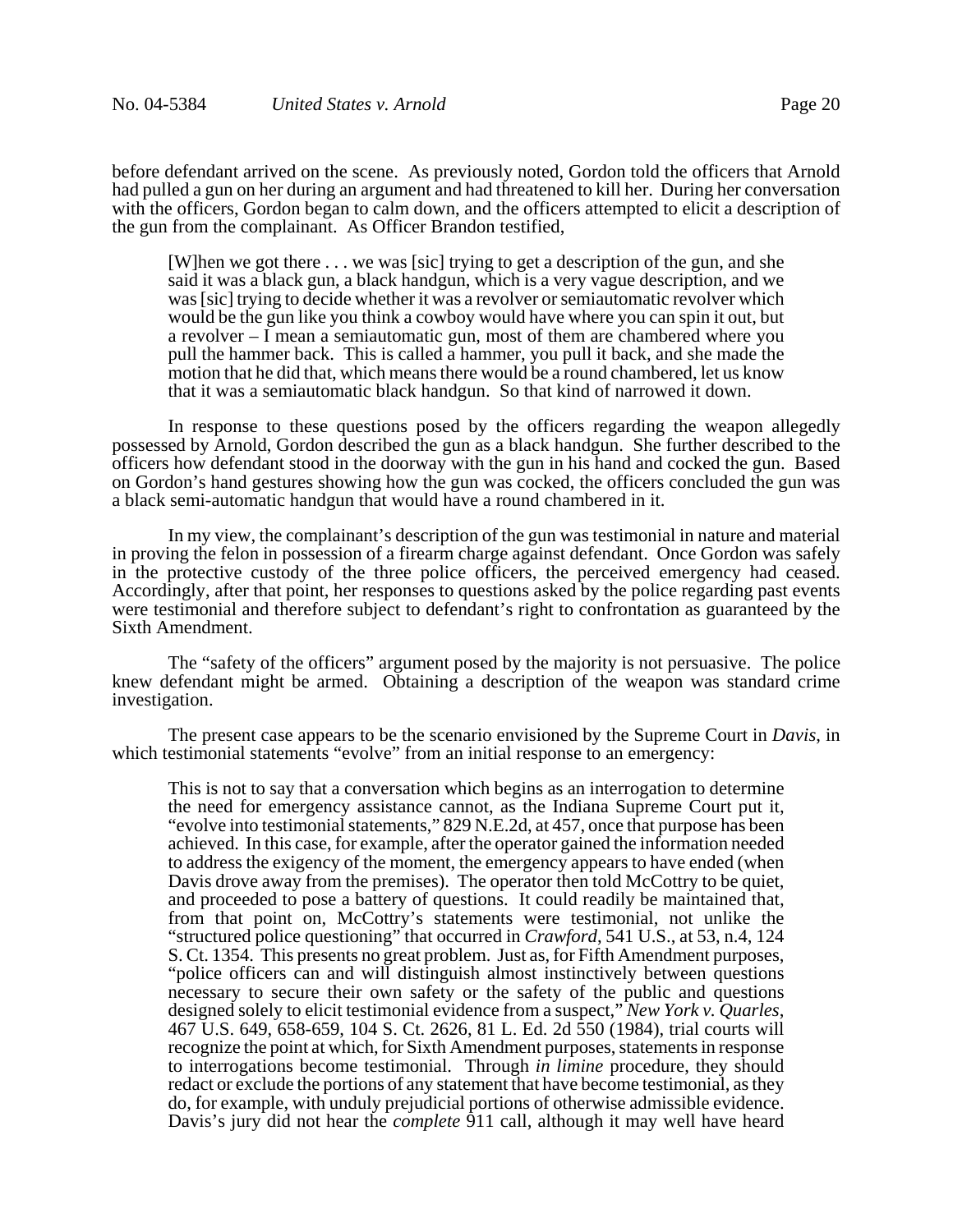before defendant arrived on the scene. As previously noted, Gordon told the officers that Arnold had pulled a gun on her during an argument and had threatened to kill her. During her conversation with the officers, Gordon began to calm down, and the officers attempted to elicit a description of the gun from the complainant. As Officer Brandon testified,

> [W]hen we got there . . . we was [sic] trying to get a description of the gun, and she said it was a black gun, a black handgun, which is a very vague description, and we was [sic] trying to decide whether it was a revolver or semiautomatic revolver which would be the gun like you think a cowboy would have where you can spin it out, but a revolver – I mean a semiautomatic gun, most of them are chambered where you pull the hammer back. This is called a hammer, you pull it back, and she made the motion that he did that, which means there would be a round chambered, let us know that it was a semiautomatic black handgun. So that kind of narrowed it down.

In response to these questions posed by the officers regarding the weapon allegedly possessed by Arnold, Gordon described the gun as a black handgun. She further described to the officers how defendant stood in the doorway with the gun in his hand and cocked the gun. Based on Gordon's hand gestures showing how the gun was cocked, the officers concluded the gun was a black semi-automatic handgun that would have a round chambered in it.

In my view, the complainant's description of the gun was testimonial in nature and material in proving the felon in possession of a firearm charge against defendant. Once Gordon was safely in the protective custody of the three police officers, the perceived emergency had ceased. Accordingly, after that point, her responses to questions asked by the police regarding past events were testimonial and therefore subject to defendant's right to confrontation as guaranteed by the Sixth Amendment.

The "safety of the officers" argument posed by the majority is not persuasive. The police knew defendant might be armed. Obtaining a description of the weapon was standard crime investigation.

The present case appears to be the scenario envisioned by the Supreme Court in *Davis*, in which testimonial statements "evolve" from an initial response to an emergency:

> This is not to say that a conversation which begins as an interrogation to determine the need for emergency assistance cannot, as the Indiana Supreme Court put it, "evolve into testimonial statements," 829 N.E.2d, at 457, once that purpose has been achieved. In this case, for example, after the operator gained the information needed to address the exigency of the moment, the emergency appears to have ended (when Davis drove away from the premises). The operator then told McCottry to be quiet, and proceeded to pose a battery of questions. It could readily be maintained that, from that point on, McCottry's statements were testimonial, not unlike the "structured police questioning" that occurred in *Crawford*, 541 U.S., at 53, n.4, 124 S. Ct. 1354. This presents no great problem. Just as, for Fifth Amendment purposes, "police officers can and will distinguish almost instinctively between questions necessary to secure their own safety or the safety of the public and questions designed solely to elicit testimonial evidence from a suspect," *New York v. Quarles*, 467 U.S. 649, 658-659, 104 S. Ct. 2626, 81 L. Ed. 2d 550 (1984), trial courts will recognize the point at which, for Sixth Amendment purposes, statements in response to interrogations become testimonial. Through *in limine* procedure, they should redact or exclude the portions of any statement that have become testimonial, as they do, for example, with unduly prejudicial portions of otherwise admissible evidence. Davis's jury did not hear the *complete* 911 call, although it may well have heard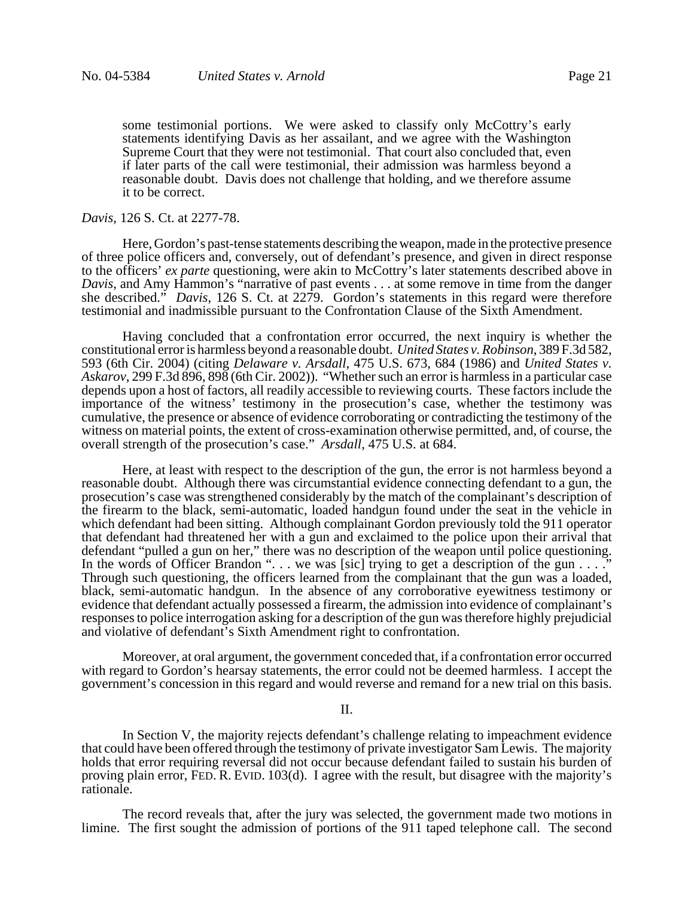> some testimonial portions. We were asked to classify only McCottry's early statements identifying Davis as her assailant, and we agree with the Washington Supreme Court that they were not testimonial. That court also concluded that, even if later parts of the call were testimonial, their admission was harmless beyond a reasonable doubt. Davis does not challenge that holding, and we therefore assume it to be correct.

*Davis*, 126 S. Ct. at 2277-78.

Here, Gordon's past-tense statements describing the weapon, made in the protective presence of three police officers and, conversely, out of defendant's presence, and given in direct response to the officers' *ex parte* questioning, were akin to McCottry's later statements described above in *Davis*, and Amy Hammon's "narrative of past events . . . at some remove in time from the danger she described." *Davis*, 126 S. Ct. at 2279. Gordon's statements in this regard were therefore testimonial and inadmissible pursuant to the Confrontation Clause of the Sixth Amendment.

Having concluded that a confrontation error occurred, the next inquiry is whether the constitutional error is harmless beyond a reasonable doubt. *United States v. Robinson*, 389 F.3d 582, 593 (6th Cir. 2004) (citing *Delaware v. Arsdall*, 475 U.S. 673, 684 (1986) and *United States v. Askarov*, 299 F.3d 896, 898 (6th Cir. 2002)). "Whether such an error is harmless in a particular case depends upon a host of factors, all readily accessible to reviewing courts. These factors include the importance of the witness' testimony in the prosecution's case, whether the testimony was cumulative, the presence or absence of evidence corroborating or contradicting the testimony of the witness on material points, the extent of cross-examination otherwise permitted, and, of course, the overall strength of the prosecution's case." *Arsdall*, 475 U.S. at 684.

Here, at least with respect to the description of the gun, the error is not harmless beyond a reasonable doubt. Although there was circumstantial evidence connecting defendant to a gun, the prosecution's case was strengthened considerably by the match of the complainant's description of the firearm to the black, semi-automatic, loaded handgun found under the seat in the vehicle in which defendant had been sitting. Although complainant Gordon previously told the 911 operator that defendant had threatened her with a gun and exclaimed to the police upon their arrival that defendant "pulled a gun on her," there was no description of the weapon until police questioning. In the words of Officer Brandon ". . . we was [sic] trying to get a description of the gun . . . ." Through such questioning, the officers learned from the complainant that the gun was a loaded, black, semi-automatic handgun. In the absence of any corroborative eyewitness testimony or evidence that defendant actually possessed a firearm, the admission into evidence of complainant's responses to police interrogation asking for a description of the gun was therefore highly prejudicial and violative of defendant's Sixth Amendment right to confrontation.

Moreover, at oral argument, the government conceded that, if a confrontation error occurred with regard to Gordon's hearsay statements, the error could not be deemed harmless. I accept the government's concession in this regard and would reverse and remand for a new trial on this basis.

## II.

In Section V, the majority rejects defendant's challenge relating to impeachment evidence that could have been offered through the testimony of private investigator Sam Lewis. The majority holds that error requiring reversal did not occur because defendant failed to sustain his burden of proving plain error, FED. R. EVID. 103(d). I agree with the result, but disagree with the majority's rationale.

The record reveals that, after the jury was selected, the government made two motions in limine. The first sought the admission of portions of the 911 taped telephone call. The second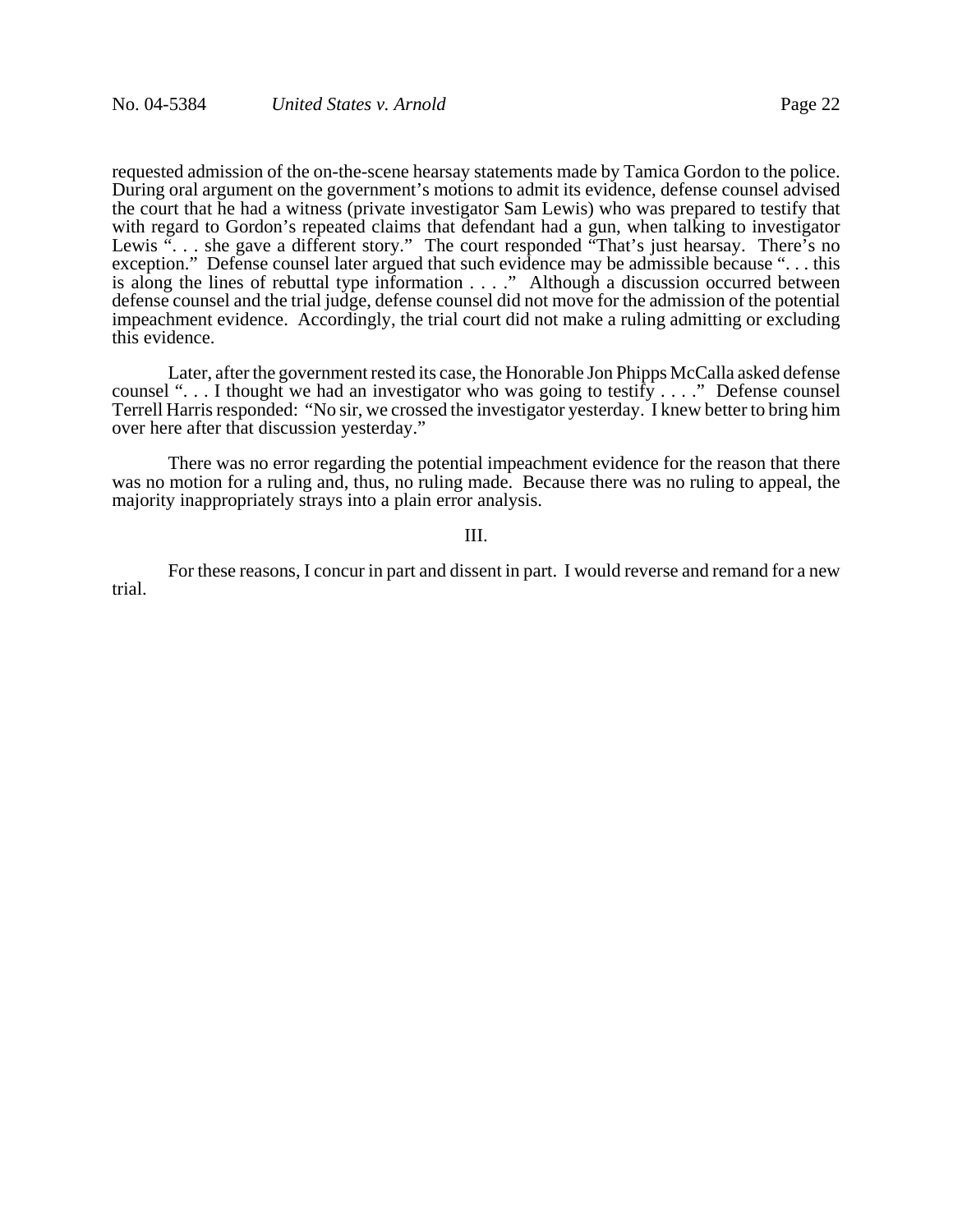requested admission of the on-the-scene hearsay statements made by Tamica Gordon to the police. During oral argument on the government's motions to admit its evidence, defense counsel advised the court that he had a witness (private investigator Sam Lewis) who was prepared to testify that with regard to Gordon's repeated claims that defendant had a gun, when talking to investigator Lewis ". . . she gave a different story." The court responded "That's just hearsay. There's no exception." Defense counsel later argued that such evidence may be admissible because ". . . this is along the lines of rebuttal type information . . . ." Although a discussion occurred between defense counsel and the trial judge, defense counsel did not move for the admission of the potential impeachment evidence. Accordingly, the trial court did not make a ruling admitting or excluding this evidence.

Later, after the government rested its case, the Honorable Jon Phipps McCalla asked defense counsel ". . . I thought we had an investigator who was going to testify . . . ." Defense counsel Terrell Harris responded: "No sir, we crossed the investigator yesterday. I knew better to bring him over here after that discussion yesterday."

There was no error regarding the potential impeachment evidence for the reason that there was no motion for a ruling and, thus, no ruling made. Because there was no ruling to appeal, the majority inappropriately strays into a plain error analysis.

III.

For these reasons, I concur in part and dissent in part. I would reverse and remand for a new trial.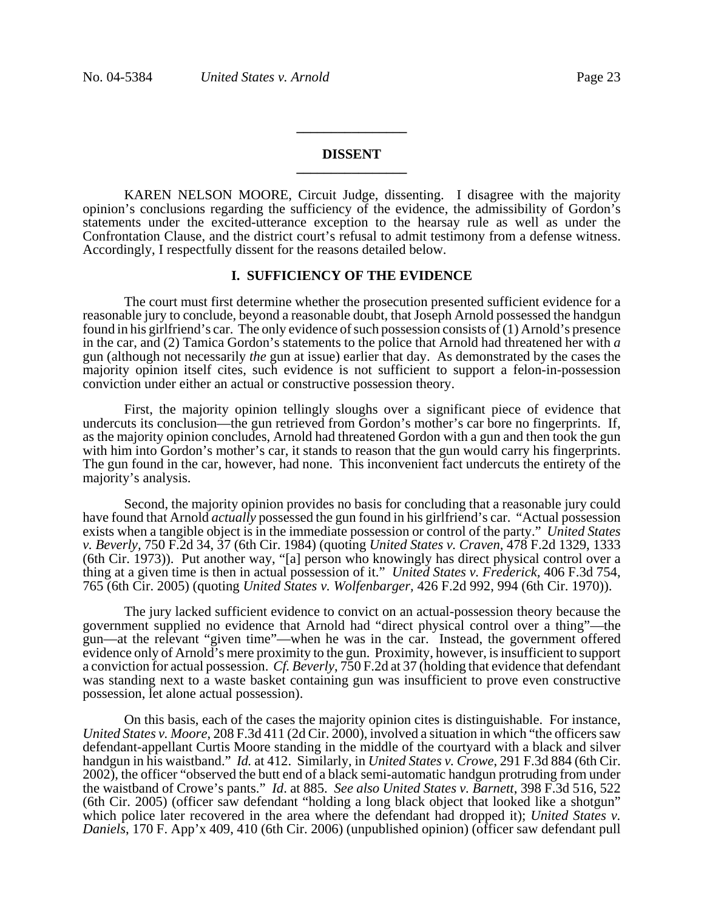## DISSENT

KAREN NELSON MOORE, Circuit Judge, dissenting. I disagree with the majority opinion's conclusions regarding the sufficiency of the evidence, the admissibility of Gordon's statements under the excited-utterance exception to the hearsay rule as well as under the Confrontation Clause, and the district court's refusal to admit testimony from a defense witness. Accordingly, I respectfully dissent for the reasons detailed below.

### I. SUFFICIENCY OF THE EVIDENCE

The court must first determine whether the prosecution presented sufficient evidence for a reasonable jury to conclude, beyond a reasonable doubt, that Joseph Arnold possessed the handgun found in his girlfriend's car. The only evidence of such possession consists of (1) Arnold's presence in the car, and (2) Tamica Gordon's statements to the police that Arnold had threatened her with *a* gun (although not necessarily *the* gun at issue) earlier that day. As demonstrated by the cases the majority opinion itself cites, such evidence is not sufficient to support a felon-in-possession conviction under either an actual or constructive possession theory.

First, the majority opinion tellingly sloughs over a significant piece of evidence that undercuts its conclusion—the gun retrieved from Gordon's mother's car bore no fingerprints. If, as the majority opinion concludes, Arnold had threatened Gordon with a gun and then took the gun with him into Gordon's mother's car, it stands to reason that the gun would carry his fingerprints. The gun found in the car, however, had none. This inconvenient fact undercuts the entirety of the majority's analysis.

Second, the majority opinion provides no basis for concluding that a reasonable jury could have found that Arnold *actually* possessed the gun found in his girlfriend's car. "Actual possession exists when a tangible object is in the immediate possession or control of the party." *United States v. Beverly*, 750 F.2d 34, 37 (6th Cir. 1984) (quoting *United States v. Craven*, 478 F.2d 1329, 1333 (6th Cir. 1973)). Put another way, "[a] person who knowingly has direct physical control over a thing at a given time is then in actual possession of it." *United States v. Frederick*, 406 F.3d 754, 765 (6th Cir. 2005) (quoting *United States v. Wolfenbarger*, 426 F.2d 992, 994 (6th Cir. 1970)).

The jury lacked sufficient evidence to convict on an actual-possession theory because the government supplied no evidence that Arnold had "direct physical control over a thing"—the gun—at the relevant "given time"—when he was in the car. Instead, the government offered evidence only of Arnold's mere proximity to the gun. Proximity, however, is insufficient to support a conviction for actual possession. *Cf. Beverly*, 750 F.2d at 37 (holding that evidence that defendant was standing next to a waste basket containing gun was insufficient to prove even constructive possession, let alone actual possession).

On this basis, each of the cases the majority opinion cites is distinguishable. For instance, *United States v. Moore*, 208 F.3d 411 (2d Cir. 2000), involved a situation in which "the officers saw defendant-appellant Curtis Moore standing in the middle of the courtyard with a black and silver handgun in his waistband." *Id.* at 412. Similarly, in *United States v. Crowe*, 291 F.3d 884 (6th Cir. 2002), the officer "observed the butt end of a black semi-automatic handgun protruding from under the waistband of Crowe's pants." *Id*. at 885. *See also United States v. Barnett*, 398 F.3d 516, 522 (6th Cir. 2005) (officer saw defendant "holding a long black object that looked like a shotgun" which police later recovered in the area where the defendant had dropped it); *United States v. Daniels*, 170 F. App'x 409, 410 (6th Cir. 2006) (unpublished opinion) (officer saw defendant pull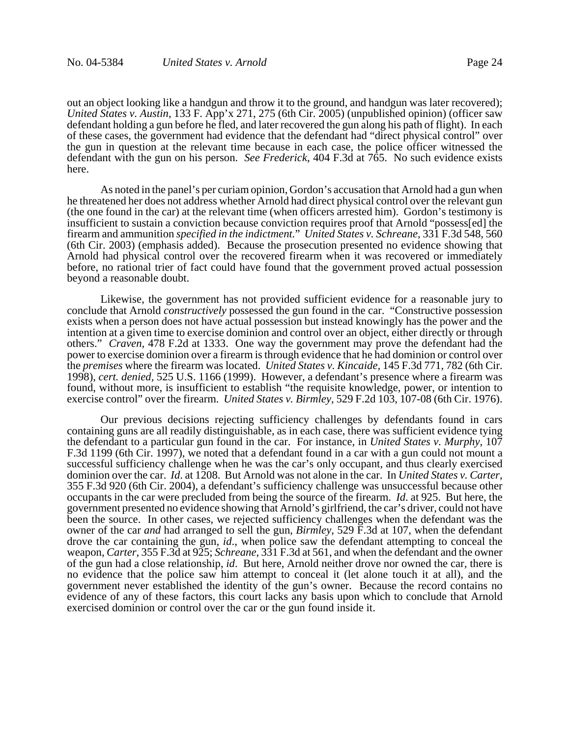out an object looking like a handgun and throw it to the ground, and handgun was later recovered); *United States v. Austin*, 133 F. App'x 271, 275 (6th Cir. 2005) (unpublished opinion) (officer saw defendant holding a gun before he fled, and later recovered the gun along his path of flight). In each of these cases, the government had evidence that the defendant had "direct physical control" over the gun in question at the relevant time because in each case, the police officer witnessed the defendant with the gun on his person. *See Frederick*, 404 F.3d at 765. No such evidence exists here.

As noted in the panel's per curiam opinion, Gordon's accusation that Arnold had a gun when he threatened her does not address whether Arnold had direct physical control over the relevant gun (the one found in the car) at the relevant time (when officers arrested him). Gordon's testimony is insufficient to sustain a conviction because conviction requires proof that Arnold "possess[ed] the firearm and ammunition *specified in the indictment*." *United States v. Schreane*, 331 F.3d 548, 560 (6th Cir. 2003) (emphasis added). Because the prosecution presented no evidence showing that Arnold had physical control over the recovered firearm when it was recovered or immediately before, no rational trier of fact could have found that the government proved actual possession beyond a reasonable doubt.

Likewise, the government has not provided sufficient evidence for a reasonable jury to conclude that Arnold *constructively* possessed the gun found in the car. "Constructive possession exists when a person does not have actual possession but instead knowingly has the power and the intention at a given time to exercise dominion and control over an object, either directly or through others." *Craven*, 478 F.2d at 1333. One way the government may prove the defendant had the power to exercise dominion over a firearm is through evidence that he had dominion or control over the *premises* where the firearm was located. *United States v. Kincaide*, 145 F.3d 771, 782 (6th Cir. 1998), *cert. denied*, 525 U.S. 1166 (1999). However, a defendant's presence where a firearm was found, without more, is insufficient to establish "the requisite knowledge, power, or intention to exercise control" over the firearm. *United States v. Birmley*, 529 F.2d 103, 107-08 (6th Cir. 1976).

Our previous decisions rejecting sufficiency challenges by defendants found in cars containing guns are all readily distinguishable, as in each case, there was sufficient evidence tying the defendant to a particular gun found in the car. For instance, in *United States v. Murphy*, 107 F.3d 1199 (6th Cir. 1997), we noted that a defendant found in a car with a gun could not mount a successful sufficiency challenge when he was the car's only occupant, and thus clearly exercised dominion over the car. *Id*. at 1208. But Arnold was not alone in the car. In *United States v. Carter*, 355 F.3d 920 (6th Cir. 2004), a defendant's sufficiency challenge was unsuccessful because other occupants in the car were precluded from being the source of the firearm. *Id*. at 925. But here, the government presented no evidence showing that Arnold's girlfriend, the car's driver, could not have been the source. In other cases, we rejected sufficiency challenges when the defendant was the owner of the car *and* had arranged to sell the gun, *Birmley*, 529 F.3d at 107, when the defendant drove the car containing the gun, *id*., when police saw the defendant attempting to conceal the weapon, *Carter*, 355 F.3d at 925; *Schreane*, 331 F.3d at 561, and when the defendant and the owner of the gun had a close relationship, *id*. But here, Arnold neither drove nor owned the car, there is no evidence that the police saw him attempt to conceal it (let alone touch it at all), and the government never established the identity of the gun's owner. Because the record contains no evidence of any of these factors, this court lacks any basis upon which to conclude that Arnold exercised dominion or control over the car or the gun found inside it.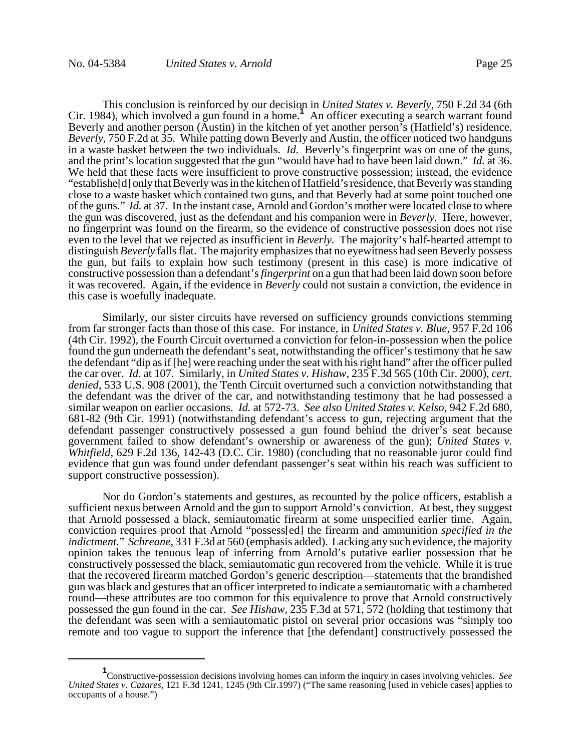This conclusion is reinforced by our decision in *United States v. Beverly*, 750 F.2d 34 (6th Cir. 1984), which involved a gun found in a home.[1] An officer executing a search warrant found Beverly and another person (Austin) in the kitchen of yet another person's (Hatfield's) residence. *Beverly*, 750 F.2d at 35. While patting down Beverly and Austin, the officer noticed two handguns in a waste basket between the two individuals. *Id.* Beverly's fingerprint was on one of the guns, and the print's location suggested that the gun "would have had to have been laid down." *Id.* at 36. We held that these facts were insufficient to prove constructive possession; instead, the evidence "establishe[d] only that Beverly was in the kitchen of Hatfield's residence, that Beverly was standing close to a waste basket which contained two guns, and that Beverly had at some point touched one of the guns." *Id.* at 37. In the instant case, Arnold and Gordon's mother were located close to where the gun was discovered, just as the defendant and his companion were in *Beverly*. Here, however, no fingerprint was found on the firearm, so the evidence of constructive possession does not rise even to the level that we rejected as insufficient in *Beverly*. The majority's half-hearted attempt to distinguish *Beverly* falls flat. The majority emphasizes that no eyewitness had seen Beverly possess the gun, but fails to explain how such testimony (present in this case) is more indicative of constructive possession than a defendant's *fingerprint* on a gun that had been laid down soon before it was recovered. Again, if the evidence in *Beverly* could not sustain a conviction, the evidence in this case is woefully inadequate.

Similarly, our sister circuits have reversed on sufficiency grounds convictions stemming from far stronger facts than those of this case. For instance, in *United States v. Blue*, 957 F.2d 106 (4th Cir. 1992), the Fourth Circuit overturned a conviction for felon-in-possession when the police found the gun underneath the defendant's seat, notwithstanding the officer's testimony that he saw the defendant "dip as if [he] were reaching under the seat with his right hand" after the officer pulled the car over. *Id*. at 107. Similarly, in *United States v. Hishaw*, 235 F.3d 565 (10th Cir. 2000), *cert. denied*, 533 U.S. 908 (2001), the Tenth Circuit overturned such a conviction notwithstanding that the defendant was the driver of the car, and notwithstanding testimony that he had possessed a similar weapon on earlier occasions. *Id.* at 572-73. *See also United States v. Kelso*, 942 F.2d 680, 681-82 (9th Cir. 1991) (notwithstanding defendant's access to gun, rejecting argument that the defendant passenger constructively possessed a gun found behind the driver's seat because government failed to show defendant's ownership or awareness of the gun); *United States v. Whitfield*, 629 F.2d 136, 142-43 (D.C. Cir. 1980) (concluding that no reasonable juror could find evidence that gun was found under defendant passenger's seat within his reach was sufficient to support constructive possession).

Nor do Gordon's statements and gestures, as recounted by the police officers, establish a sufficient nexus between Arnold and the gun to support Arnold's conviction. At best, they suggest that Arnold possessed a black, semiautomatic firearm at some unspecified earlier time. Again, conviction requires proof that Arnold "possess[ed] the firearm and ammunition *specified in the indictment*." *Schreane*, 331 F.3d at 560 (emphasis added). Lacking any such evidence, the majority opinion takes the tenuous leap of inferring from Arnold's putative earlier possession that he constructively possessed the black, semiautomatic gun recovered from the vehicle. While it is true that the recovered firearm matched Gordon's generic description—statements that the brandished gun was black and gestures that an officer interpreted to indicate a semiautomatic with a chambered round—these attributes are too common for this equivalence to prove that Arnold constructively possessed the gun found in the car. *See Hishaw*, 235 F.3d at 571, 572 (holding that testimony that the defendant was seen with a semiautomatic pistol on several prior occasions was "simply too remote and too vague to support the inference that [the defendant] constructively possessed the

[1] Constructive-possession decisions involving homes can inform the inquiry in cases involving vehicles. *See United States v. Cazares*, 121 F.3d 1241, 1245 (9th Cir.1997) ("The same reasoning [used in vehicle cases] applies to occupants of a house.")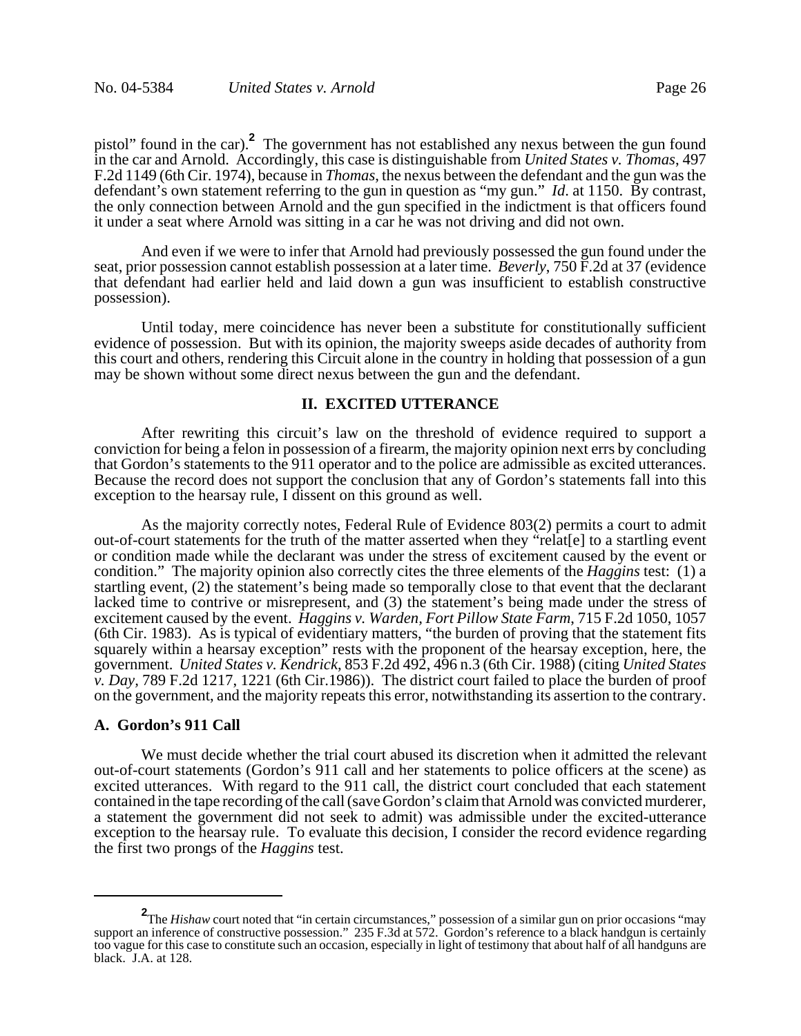pistol" found in the car).[2] The government has not established any nexus between the gun found in the car and Arnold. Accordingly, this case is distinguishable from *United States v. Thomas*, 497 F.2d 1149 (6th Cir. 1974), because in *Thomas*, the nexus between the defendant and the gun was the defendant's own statement referring to the gun in question as "my gun." *Id*. at 1150. By contrast, the only connection between Arnold and the gun specified in the indictment is that officers found it under a seat where Arnold was sitting in a car he was not driving and did not own.

And even if we were to infer that Arnold had previously possessed the gun found under the seat, prior possession cannot establish possession at a later time. *Beverly*, 750 F.2d at 37 (evidence that defendant had earlier held and laid down a gun was insufficient to establish constructive possession).

Until today, mere coincidence has never been a substitute for constitutionally sufficient evidence of possession. But with its opinion, the majority sweeps aside decades of authority from this court and others, rendering this Circuit alone in the country in holding that possession of a gun may be shown without some direct nexus between the gun and the defendant.

## II. EXCITED UTTERANCE

After rewriting this circuit's law on the threshold of evidence required to support a conviction for being a felon in possession of a firearm, the majority opinion next errs by concluding that Gordon's statements to the 911 operator and to the police are admissible as excited utterances. Because the record does not support the conclusion that any of Gordon's statements fall into this exception to the hearsay rule, I dissent on this ground as well.

As the majority correctly notes, Federal Rule of Evidence 803(2) permits a court to admit out-of-court statements for the truth of the matter asserted when they "relat[e] to a startling event or condition made while the declarant was under the stress of excitement caused by the event or condition." The majority opinion also correctly cites the three elements of the *Haggins* test: (1) a startling event, (2) the statement's being made so temporally close to that event that the declarant lacked time to contrive or misrepresent, and (3) the statement's being made under the stress of excitement caused by the event. *Haggins v. Warden, Fort Pillow State Farm*, 715 F.2d 1050, 1057 (6th Cir. 1983). As is typical of evidentiary matters, "the burden of proving that the statement fits squarely within a hearsay exception" rests with the proponent of the hearsay exception, here, the government. *United States v. Kendrick*, 853 F.2d 492, 496 n.3 (6th Cir. 1988) (citing *United States v. Day*, 789 F.2d 1217, 1221 (6th Cir.1986)). The district court failed to place the burden of proof on the government, and the majority repeats this error, notwithstanding its assertion to the contrary.

### A. Gordon's 911 Call

We must decide whether the trial court abused its discretion when it admitted the relevant out-of-court statements (Gordon's 911 call and her statements to police officers at the scene) as excited utterances. With regard to the 911 call, the district court concluded that each statement contained in the tape recording of the call (save Gordon's claim that Arnold was convicted murderer, a statement the government did not seek to admit) was admissible under the excited-utterance exception to the hearsay rule. To evaluate this decision, I consider the record evidence regarding the first two prongs of the *Haggins* test.

---

[2] The *Hishaw* court noted that "in certain circumstances," possession of a similar gun on prior occasions "may support an inference of constructive possession." 235 F.3d at 572. Gordon's reference to a black handgun is certainly too vague for this case to constitute such an occasion, especially in light of testimony that about half of all handguns are black. J.A. at 128.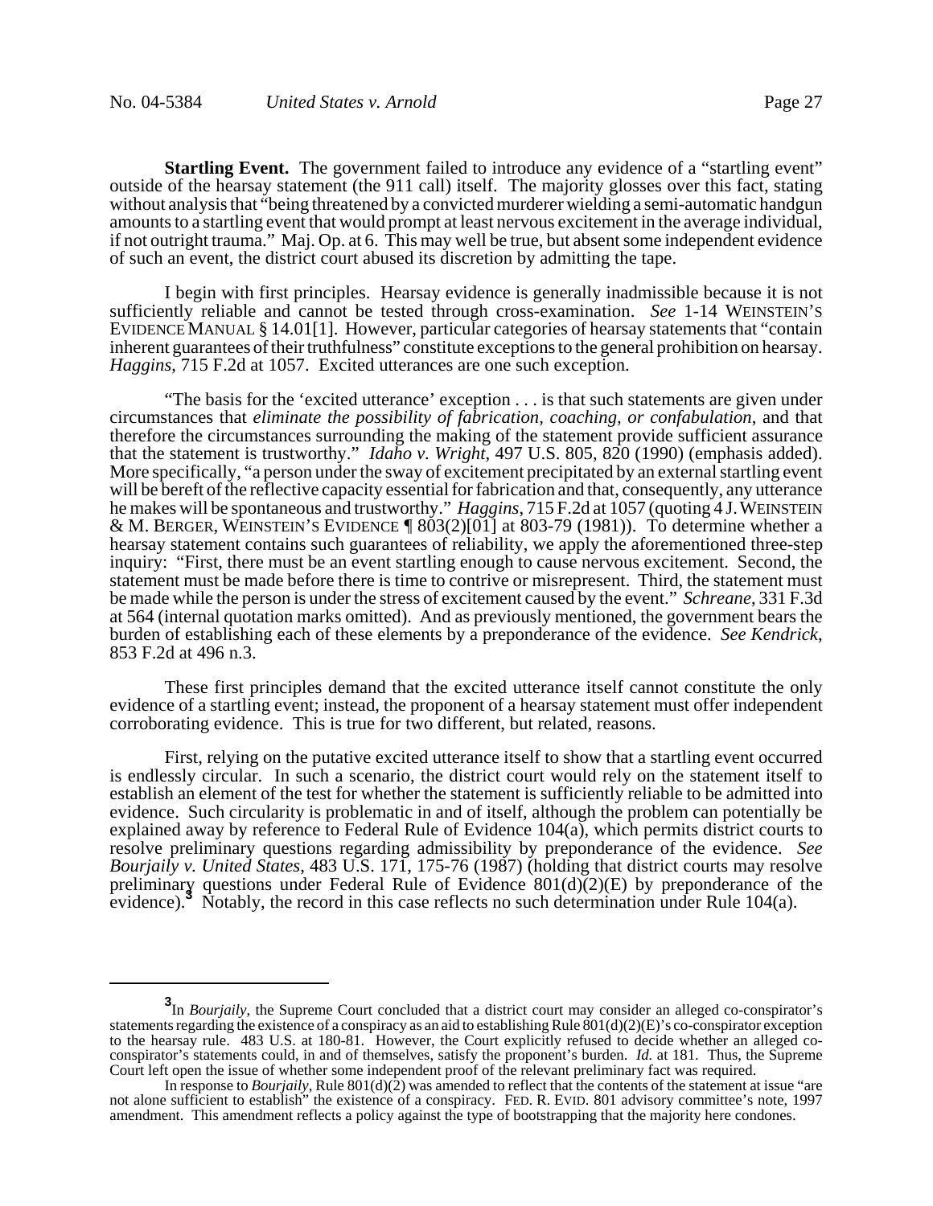**Startling Event.** The government failed to introduce any evidence of a "startling event" outside of the hearsay statement (the 911 call) itself. The majority glosses over this fact, stating without analysis that "being threatened by a convicted murderer wielding a semi-automatic handgun amounts to a startling event that would prompt at least nervous excitement in the average individual, if not outright trauma." Maj. Op. at 6. This may well be true, but absent some independent evidence of such an event, the district court abused its discretion by admitting the tape.

I begin with first principles. Hearsay evidence is generally inadmissible because it is not sufficiently reliable and cannot be tested through cross-examination. *See* 1-14 WEINSTEIN'S EVIDENCE MANUAL § 14.01[1]. However, particular categories of hearsay statements that "contain inherent guarantees of their truthfulness" constitute exceptions to the general prohibition on hearsay. *Haggins*, 715 F.2d at 1057. Excited utterances are one such exception.

"The basis for the 'excited utterance' exception . . . is that such statements are given under circumstances that *eliminate the possibility of fabrication, coaching, or confabulation*, and that therefore the circumstances surrounding the making of the statement provide sufficient assurance that the statement is trustworthy." *Idaho v. Wright*, 497 U.S. 805, 820 (1990) (emphasis added). More specifically, "a person under the sway of excitement precipitated by an external startling event will be bereft of the reflective capacity essential for fabrication and that, consequently, any utterance he makes will be spontaneous and trustworthy." *Haggins*, 715 F.2d at 1057 (quoting 4 J. WEINSTEIN & M. BERGER, WEINSTEIN'S EVIDENCE ¶ 803(2)[01] at 803-79 (1981)). To determine whether a hearsay statement contains such guarantees of reliability, we apply the aforementioned three-step inquiry: "First, there must be an event startling enough to cause nervous excitement. Second, the statement must be made before there is time to contrive or misrepresent. Third, the statement must be made while the person is under the stress of excitement caused by the event." *Schreane*, 331 F.3d at 564 (internal quotation marks omitted). And as previously mentioned, the government bears the burden of establishing each of these elements by a preponderance of the evidence. *See Kendrick*, 853 F.2d at 496 n.3.

These first principles demand that the excited utterance itself cannot constitute the only evidence of a startling event; instead, the proponent of a hearsay statement must offer independent corroborating evidence. This is true for two different, but related, reasons.

First, relying on the putative excited utterance itself to show that a startling event occurred is endlessly circular. In such a scenario, the district court would rely on the statement itself to establish an element of the test for whether the statement is sufficiently reliable to be admitted into evidence. Such circularity is problematic in and of itself, although the problem can potentially be explained away by reference to Federal Rule of Evidence 104(a), which permits district courts to resolve preliminary questions regarding admissibility by preponderance of the evidence. *See Bourjaily v. United States*, 483 U.S. 171, 175-76 (1987) (holding that district courts may resolve preliminary questions under Federal Rule of Evidence 801(d)(2)(E) by preponderance of the evidence).[3] Notably, the record in this case reflects no such determination under Rule 104(a).

---

[3]In *Bourjaily*, the Supreme Court concluded that a district court may consider an alleged co-conspirator's statements regarding the existence of a conspiracy as an aid to establishing Rule 801(d)(2)(E)'s co-conspirator exception to the hearsay rule. 483 U.S. at 180-81. However, the Court explicitly refused to decide whether an alleged co-conspirator's statements could, in and of themselves, satisfy the proponent's burden. *Id.* at 181. Thus, the Supreme Court left open the issue of whether some independent proof of the relevant preliminary fact was required.

In response to *Bourjaily*, Rule 801(d)(2) was amended to reflect that the contents of the statement at issue "are not alone sufficient to establish" the existence of a conspiracy. FED. R. EVID. 801 advisory committee's note, 1997 amendment. This amendment reflects a policy against the type of bootstrapping that the majority here condones.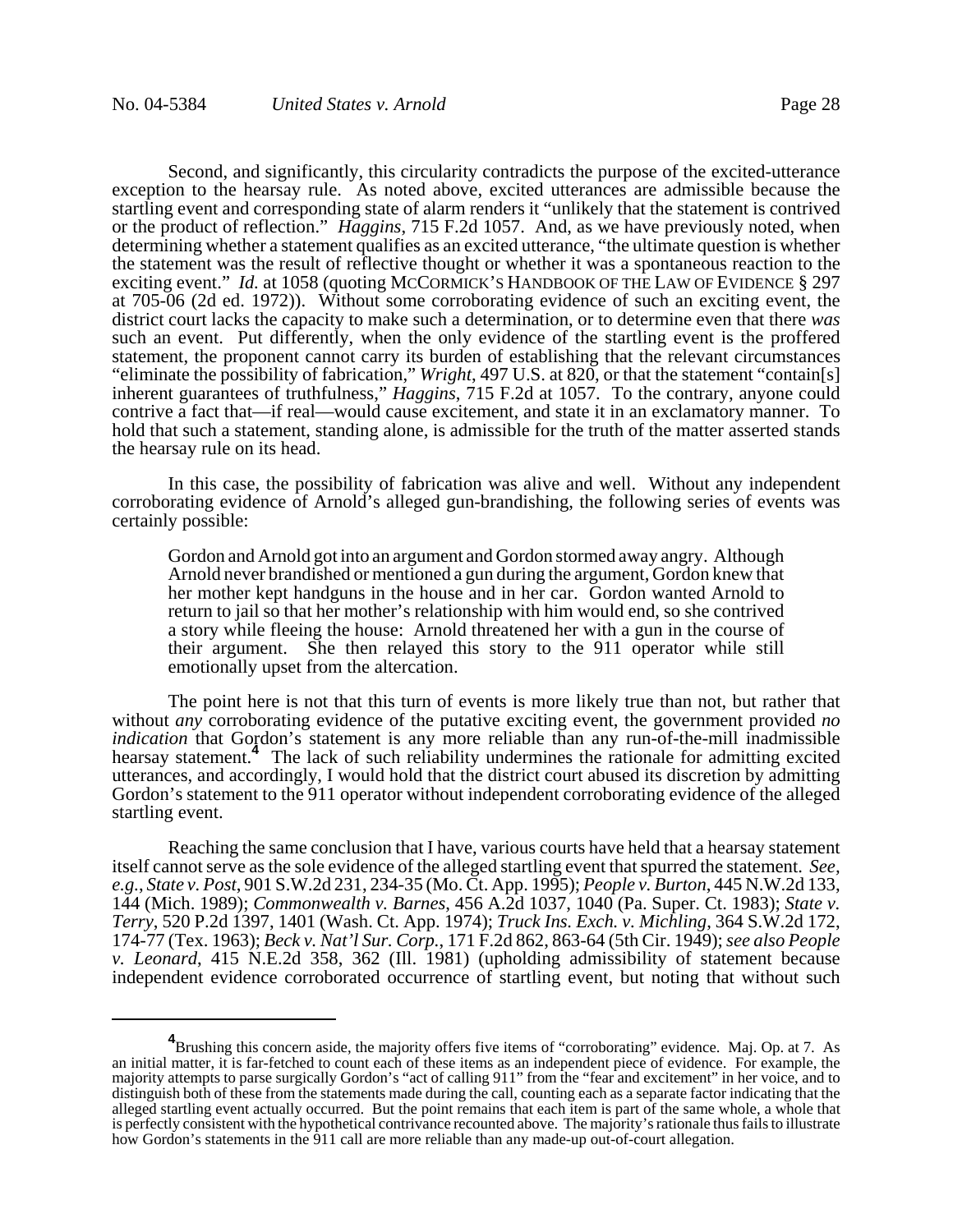Second, and significantly, this circularity contradicts the purpose of the excited-utterance exception to the hearsay rule. As noted above, excited utterances are admissible because the startling event and corresponding state of alarm renders it "unlikely that the statement is contrived or the product of reflection." *Haggins*, 715 F.2d 1057. And, as we have previously noted, when determining whether a statement qualifies as an excited utterance, "the ultimate question is whether the statement was the result of reflective thought or whether it was a spontaneous reaction to the exciting event." *Id.* at 1058 (quoting McCORMICK'S HANDBOOK OF THE LAW OF EVIDENCE § 297 at 705-06 (2d ed. 1972)). Without some corroborating evidence of such an exciting event, the district court lacks the capacity to make such a determination, or to determine even that there *was* such an event. Put differently, when the only evidence of the startling event is the proffered statement, the proponent cannot carry its burden of establishing that the relevant circumstances "eliminate the possibility of fabrication," *Wright*, 497 U.S. at 820, or that the statement "contain[s] inherent guarantees of truthfulness," *Haggins*, 715 F.2d at 1057. To the contrary, anyone could contrive a fact that—if real—would cause excitement, and state it in an exclamatory manner. To hold that such a statement, standing alone, is admissible for the truth of the matter asserted stands the hearsay rule on its head.

In this case, the possibility of fabrication was alive and well. Without any independent corroborating evidence of Arnold's alleged gun-brandishing, the following series of events was certainly possible:

> Gordon and Arnold got into an argument and Gordon stormed away angry. Although Arnold never brandished or mentioned a gun during the argument, Gordon knew that her mother kept handguns in the house and in her car. Gordon wanted Arnold to return to jail so that her mother's relationship with him would end, so she contrived a story while fleeing the house: Arnold threatened her with a gun in the course of their argument. She then relayed this story to the 911 operator while still emotionally upset from the altercation.

The point here is not that this turn of events is more likely true than not, but rather that without *any* corroborating evidence of the putative exciting event, the government provided *no indication* that Gordon's statement is any more reliable than any run-of-the-mill inadmissible hearsay statement.[4] The lack of such reliability undermines the rationale for admitting excited utterances, and accordingly, I would hold that the district court abused its discretion by admitting Gordon's statement to the 911 operator without independent corroborating evidence of the alleged startling event.

Reaching the same conclusion that I have, various courts have held that a hearsay statement itself cannot serve as the sole evidence of the alleged startling event that spurred the statement. *See, e.g.*, *State v. Post*, 901 S.W.2d 231, 234-35 (Mo. Ct. App. 1995); *People v. Burton*, 445 N.W.2d 133, 144 (Mich. 1989); *Commonwealth v. Barnes*, 456 A.2d 1037, 1040 (Pa. Super. Ct. 1983); *State v. Terry*, 520 P.2d 1397, 1401 (Wash. Ct. App. 1974); *Truck Ins. Exch. v. Michling*, 364 S.W.2d 172, 174-77 (Tex. 1963); *Beck v. Nat'l Sur. Corp.*, 171 F.2d 862, 863-64 (5th Cir. 1949); *see also People v. Leonard*, 415 N.E.2d 358, 362 (Ill. 1981) (upholding admissibility of statement because independent evidence corroborated occurrence of startling event, but noting that without such

---

[4] Brushing this concern aside, the majority offers five items of "corroborating" evidence. Maj. Op. at 7. As an initial matter, it is far-fetched to count each of these items as an independent piece of evidence. For example, the majority attempts to parse surgically Gordon's "act of calling 911" from the "fear and excitement" in her voice, and to distinguish both of these from the statements made during the call, counting each as a separate factor indicating that the alleged startling event actually occurred. But the point remains that each item is part of the same whole, a whole that is perfectly consistent with the hypothetical contrivance recounted above. The majority's rationale thus fails to illustrate how Gordon's statements in the 911 call are more reliable than any made-up out-of-court allegation.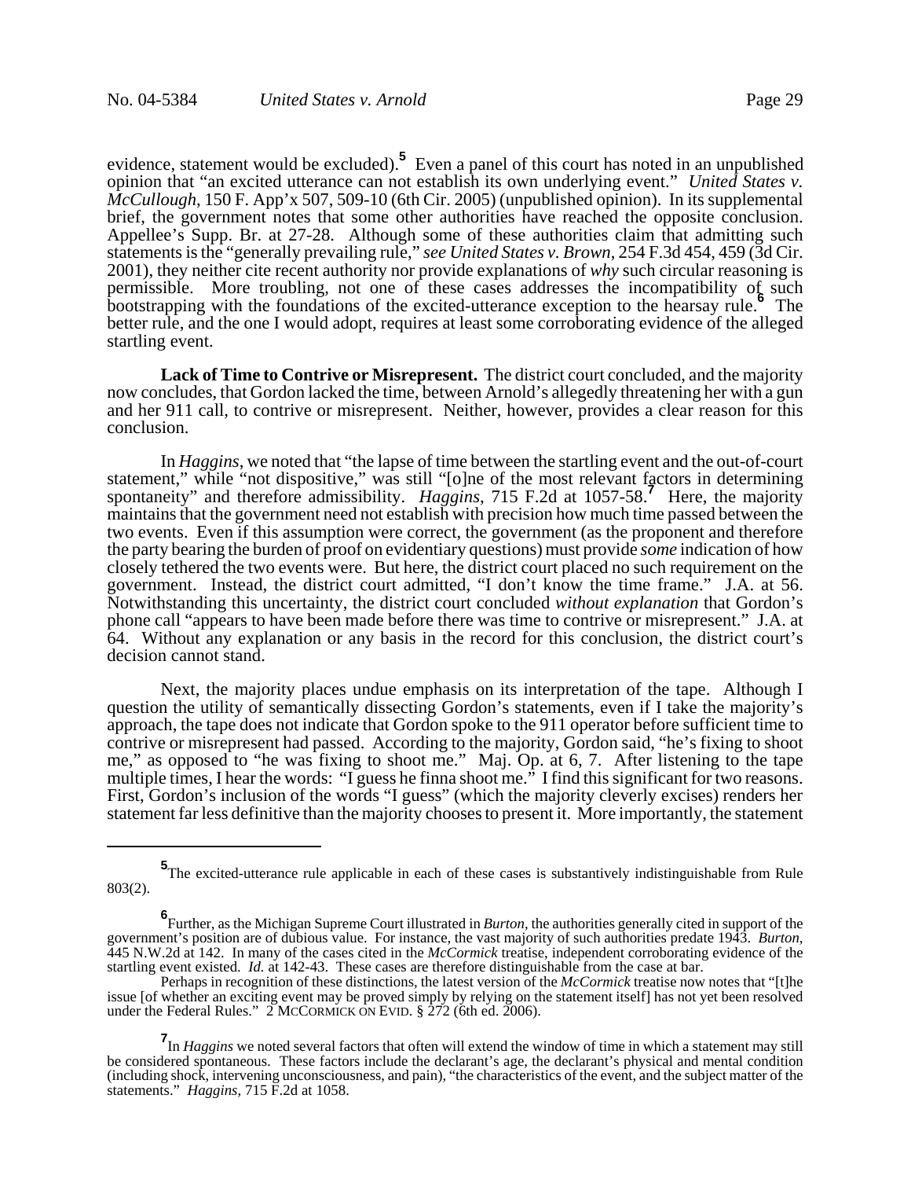evidence, statement would be excluded).[5] Even a panel of this court has noted in an unpublished opinion that "an excited utterance can not establish its own underlying event." *United States v. McCullough*, 150 F. App'x 507, 509-10 (6th Cir. 2005) (unpublished opinion). In its supplemental brief, the government notes that some other authorities have reached the opposite conclusion. Appellee's Supp. Br. at 27-28. Although some of these authorities claim that admitting such statements is the "generally prevailing rule," *see United States v. Brown*, 254 F.3d 454, 459 (3d Cir. 2001), they neither cite recent authority nor provide explanations of *why* such circular reasoning is permissible. More troubling, not one of these cases addresses the incompatibility of such bootstrapping with the foundations of the excited-utterance exception to the hearsay rule.[6] The better rule, and the one I would adopt, requires at least some corroborating evidence of the alleged startling event.

**Lack of Time to Contrive or Misrepresent.** The district court concluded, and the majority now concludes, that Gordon lacked the time, between Arnold's allegedly threatening her with a gun and her 911 call, to contrive or misrepresent. Neither, however, provides a clear reason for this conclusion.

In *Haggins*, we noted that "the lapse of time between the startling event and the out-of-court statement," while "not dispositive," was still "[o]ne of the most relevant factors in determining spontaneity" and therefore admissibility. *Haggins*, 715 F.2d at 1057-58.[7] Here, the majority maintains that the government need not establish with precision how much time passed between the two events. Even if this assumption were correct, the government (as the proponent and therefore the party bearing the burden of proof on evidentiary questions) must provide *some* indication of how closely tethered the two events were. But here, the district court placed no such requirement on the government. Instead, the district court admitted, "I don't know the time frame." J.A. at 56. Notwithstanding this uncertainty, the district court concluded *without explanation* that Gordon's phone call "appears to have been made before there was time to contrive or misrepresent." J.A. at 64. Without any explanation or any basis in the record for this conclusion, the district court's decision cannot stand.

Next, the majority places undue emphasis on its interpretation of the tape. Although I question the utility of semantically dissecting Gordon's statements, even if I take the majority's approach, the tape does not indicate that Gordon spoke to the 911 operator before sufficient time to contrive or misrepresent had passed. According to the majority, Gordon said, "he's fixing to shoot me," as opposed to "he was fixing to shoot me." Maj. Op. at 6, 7. After listening to the tape multiple times, I hear the words: "I guess he finna shoot me." I find this significant for two reasons. First, Gordon's inclusion of the words "I guess" (which the majority cleverly excises) renders her statement far less definitive than the majority chooses to present it. More importantly, the statement

---

[5] The excited-utterance rule applicable in each of these cases is substantively indistinguishable from Rule 803(2).

[6] Further, as the Michigan Supreme Court illustrated in *Burton*, the authorities generally cited in support of the government's position are of dubious value. For instance, the vast majority of such authorities predate 1943. *Burton*, 445 N.W.2d at 142. In many of the cases cited in the *McCormick* treatise, independent corroborating evidence of the startling event existed. *Id.* at 142-43. These cases are therefore distinguishable from the case at bar.

Perhaps in recognition of these distinctions, the latest version of the *McCormick* treatise now notes that "[t]he issue [of whether an exciting event may be proved simply by relying on the statement itself] has not yet been resolved under the Federal Rules." 2 McCormick on Evid. § 272 (6th ed. 2006).

[7] In *Haggins* we noted several factors that often will extend the window of time in which a statement may still be considered spontaneous. These factors include the declarant's age, the declarant's physical and mental condition (including shock, intervening unconsciousness, and pain), "the characteristics of the event, and the subject matter of the statements." *Haggins*, 715 F.2d at 1058.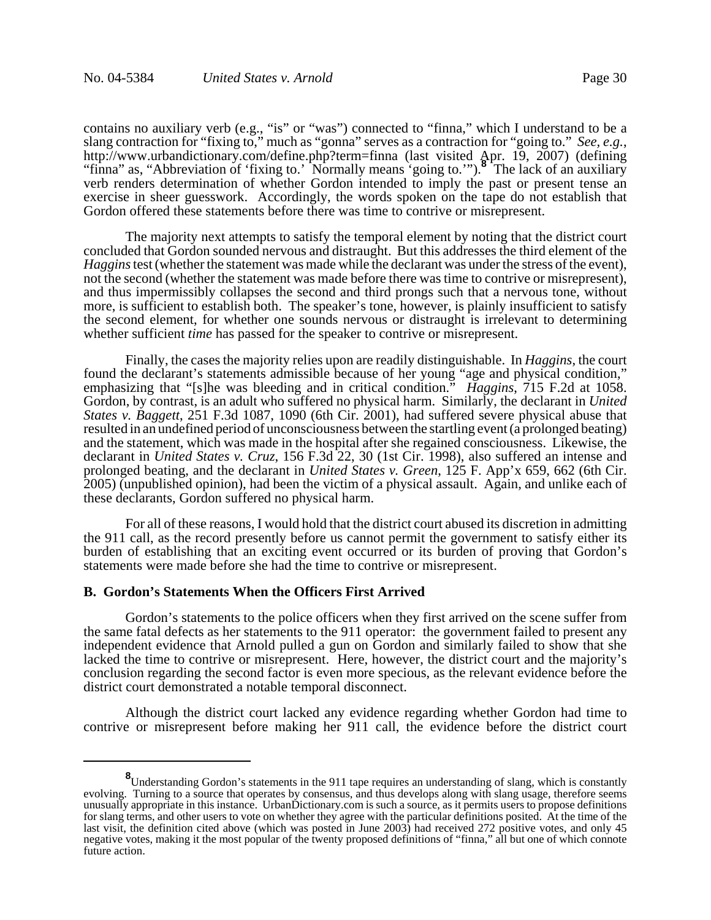contains no auxiliary verb (e.g., "is" or "was") connected to "finna," which I understand to be a slang contraction for "fixing to," much as "gonna" serves as a contraction for "going to." *See, e.g.*, http://www.urbandictionary.com/define.php?term=finna (last visited Apr. 19, 2007) (defining "finna" as, "Abbreviation of 'fixing to.' Normally means 'going to.'").[8] The lack of an auxiliary verb renders determination of whether Gordon intended to imply the past or present tense an exercise in sheer guesswork. Accordingly, the words spoken on the tape do not establish that Gordon offered these statements before there was time to contrive or misrepresent.

The majority next attempts to satisfy the temporal element by noting that the district court concluded that Gordon sounded nervous and distraught. But this addresses the third element of the *Haggins* test (whether the statement was made while the declarant was under the stress of the event), not the second (whether the statement was made before there was time to contrive or misrepresent), and thus impermissibly collapses the second and third prongs such that a nervous tone, without more, is sufficient to establish both. The speaker's tone, however, is plainly insufficient to satisfy the second element, for whether one sounds nervous or distraught is irrelevant to determining whether sufficient *time* has passed for the speaker to contrive or misrepresent.

Finally, the cases the majority relies upon are readily distinguishable. In *Haggins*, the court found the declarant's statements admissible because of her young "age and physical condition," emphasizing that "[s]he was bleeding and in critical condition." *Haggins*, 715 F.2d at 1058. Gordon, by contrast, is an adult who suffered no physical harm. Similarly, the declarant in *United States v. Baggett*, 251 F.3d 1087, 1090 (6th Cir. 2001), had suffered severe physical abuse that resulted in an undefined period of unconsciousness between the startling event (a prolonged beating) and the statement, which was made in the hospital after she regained consciousness. Likewise, the declarant in *United States v. Cruz*, 156 F.3d 22, 30 (1st Cir. 1998), also suffered an intense and prolonged beating, and the declarant in *United States v. Green*, 125 F. App'x 659, 662 (6th Cir. 2005) (unpublished opinion), had been the victim of a physical assault. Again, and unlike each of these declarants, Gordon suffered no physical harm.

For all of these reasons, I would hold that the district court abused its discretion in admitting the 911 call, as the record presently before us cannot permit the government to satisfy either its burden of establishing that an exciting event occurred or its burden of proving that Gordon's statements were made before she had the time to contrive or misrepresent.

**B. Gordon's Statements When the Officers First Arrived**

Gordon's statements to the police officers when they first arrived on the scene suffer from the same fatal defects as her statements to the 911 operator: the government failed to present any independent evidence that Arnold pulled a gun on Gordon and similarly failed to show that she lacked the time to contrive or misrepresent. Here, however, the district court and the majority's conclusion regarding the second factor is even more specious, as the relevant evidence before the district court demonstrated a notable temporal disconnect.

Although the district court lacked any evidence regarding whether Gordon had time to contrive or misrepresent before making her 911 call, the evidence before the district court

---

[8] Understanding Gordon's statements in the 911 tape requires an understanding of slang, which is constantly evolving. Turning to a source that operates by consensus, and thus develops along with slang usage, therefore seems unusually appropriate in this instance. UrbanDictionary.com is such a source, as it permits users to propose definitions for slang terms, and other users to vote on whether they agree with the particular definitions posited. At the time of the last visit, the definition cited above (which was posted in June 2003) had received 272 positive votes, and only 45 negative votes, making it the most popular of the twenty proposed definitions of "finna," all but one of which connote future action.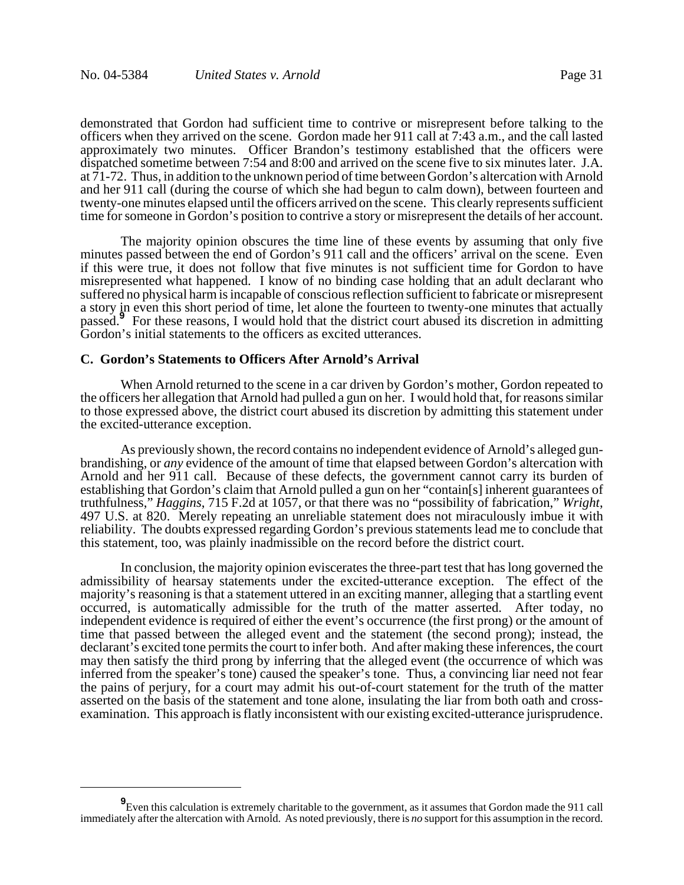demonstrated that Gordon had sufficient time to contrive or misrepresent before talking to the officers when they arrived on the scene. Gordon made her 911 call at 7:43 a.m., and the call lasted approximately two minutes. Officer Brandon's testimony established that the officers were dispatched sometime between 7:54 and 8:00 and arrived on the scene five to six minutes later. J.A. at 71-72. Thus, in addition to the unknown period of time between Gordon's altercation with Arnold and her 911 call (during the course of which she had begun to calm down), between fourteen and twenty-one minutes elapsed until the officers arrived on the scene. This clearly represents sufficient time for someone in Gordon's position to contrive a story or misrepresent the details of her account.

The majority opinion obscures the time line of these events by assuming that only five minutes passed between the end of Gordon's 911 call and the officers' arrival on the scene. Even if this were true, it does not follow that five minutes is not sufficient time for Gordon to have misrepresented what happened. I know of no binding case holding that an adult declarant who suffered no physical harm is incapable of conscious reflection sufficient to fabricate or misrepresent a story in even this short period of time, let alone the fourteen to twenty-one minutes that actually passed.[9] For these reasons, I would hold that the district court abused its discretion in admitting Gordon's initial statements to the officers as excited utterances.

### C. Gordon's Statements to Officers After Arnold's Arrival

When Arnold returned to the scene in a car driven by Gordon's mother, Gordon repeated to the officers her allegation that Arnold had pulled a gun on her. I would hold that, for reasons similar to those expressed above, the district court abused its discretion by admitting this statement under the excited-utterance exception.

As previously shown, the record contains no independent evidence of Arnold's alleged gun-brandishing, or *any* evidence of the amount of time that elapsed between Gordon's altercation with Arnold and her 911 call. Because of these defects, the government cannot carry its burden of establishing that Gordon's claim that Arnold pulled a gun on her "contain[s] inherent guarantees of truthfulness," *Haggins*, 715 F.2d at 1057, or that there was no "possibility of fabrication," *Wright*, 497 U.S. at 820. Merely repeating an unreliable statement does not miraculously imbue it with reliability. The doubts expressed regarding Gordon's previous statements lead me to conclude that this statement, too, was plainly inadmissible on the record before the district court.

In conclusion, the majority opinion eviscerates the three-part test that has long governed the admissibility of hearsay statements under the excited-utterance exception. The effect of the majority's reasoning is that a statement uttered in an exciting manner, alleging that a startling event occurred, is automatically admissible for the truth of the matter asserted. After today, no independent evidence is required of either the event's occurrence (the first prong) or the amount of time that passed between the alleged event and the statement (the second prong); instead, the declarant's excited tone permits the court to infer both. And after making these inferences, the court may then satisfy the third prong by inferring that the alleged event (the occurrence of which was inferred from the speaker's tone) caused the speaker's tone. Thus, a convincing liar need not fear the pains of perjury, for a court may admit his out-of-court statement for the truth of the matter asserted on the basis of the statement and tone alone, insulating the liar from both oath and cross-examination. This approach is flatly inconsistent with our existing excited-utterance jurisprudence.

---

[9] Even this calculation is extremely charitable to the government, as it assumes that Gordon made the 911 call immediately after the altercation with Arnold. As noted previously, there is *no* support for this assumption in the record.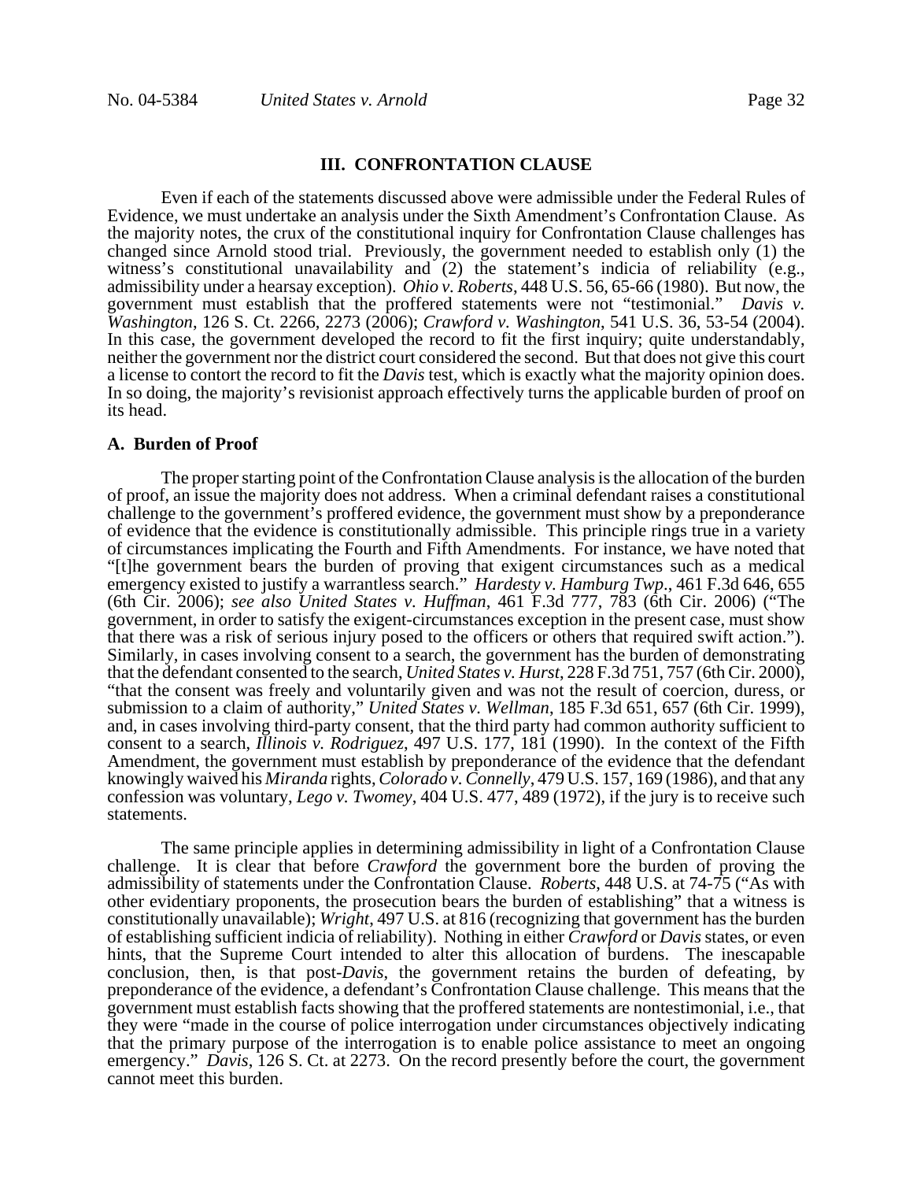### III. CONFRONTATION CLAUSE

Even if each of the statements discussed above were admissible under the Federal Rules of Evidence, we must undertake an analysis under the Sixth Amendment's Confrontation Clause. As the majority notes, the crux of the constitutional inquiry for Confrontation Clause challenges has changed since Arnold stood trial. Previously, the government needed to establish only (1) the witness's constitutional unavailability and (2) the statement's indicia of reliability (e.g., admissibility under a hearsay exception). *Ohio v. Roberts*, 448 U.S. 56, 65-66 (1980). But now, the government must establish that the proffered statements were not "testimonial." *Davis v. Washington*, 126 S. Ct. 2266, 2273 (2006); *Crawford v. Washington*, 541 U.S. 36, 53-54 (2004). In this case, the government developed the record to fit the first inquiry; quite understandably, neither the government nor the district court considered the second. But that does not give this court a license to contort the record to fit the *Davis* test, which is exactly what the majority opinion does. In so doing, the majority's revisionist approach effectively turns the applicable burden of proof on its head.

#### A. Burden of Proof

The proper starting point of the Confrontation Clause analysis is the allocation of the burden of proof, an issue the majority does not address. When a criminal defendant raises a constitutional challenge to the government's proffered evidence, the government must show by a preponderance of evidence that the evidence is constitutionally admissible. This principle rings true in a variety of circumstances implicating the Fourth and Fifth Amendments. For instance, we have noted that "[t]he government bears the burden of proving that exigent circumstances such as a medical emergency existed to justify a warrantless search." *Hardesty v. Hamburg Twp*., 461 F.3d 646, 655 (6th Cir. 2006); *see also United States v. Huffman*, 461 F.3d 777, 783 (6th Cir. 2006) ("The government, in order to satisfy the exigent-circumstances exception in the present case, must show that there was a risk of serious injury posed to the officers or others that required swift action."). Similarly, in cases involving consent to a search, the government has the burden of demonstrating that the defendant consented to the search, *United States v. Hurst*, 228 F.3d 751, 757 (6th Cir. 2000), "that the consent was freely and voluntarily given and was not the result of coercion, duress, or submission to a claim of authority," *United States v. Wellman*, 185 F.3d 651, 657 (6th Cir. 1999), and, in cases involving third-party consent, that the third party had common authority sufficient to consent to a search, *Illinois v. Rodriguez*, 497 U.S. 177, 181 (1990). In the context of the Fifth Amendment, the government must establish by preponderance of the evidence that the defendant knowingly waived his *Miranda* rights, *Colorado v. Connelly*, 479 U.S. 157, 169 (1986), and that any confession was voluntary, *Lego v. Twomey*, 404 U.S. 477, 489 (1972), if the jury is to receive such statements.

The same principle applies in determining admissibility in light of a Confrontation Clause challenge. It is clear that before *Crawford* the government bore the burden of proving the admissibility of statements under the Confrontation Clause. *Roberts*, 448 U.S. at 74-75 ("As with other evidentiary proponents, the prosecution bears the burden of establishing" that a witness is constitutionally unavailable); *Wright*, 497 U.S. at 816 (recognizing that government has the burden of establishing sufficient indicia of reliability). Nothing in either *Crawford* or *Davis* states, or even hints, that the Supreme Court intended to alter this allocation of burdens. The inescapable conclusion, then, is that post-*Davis*, the government retains the burden of defeating, by preponderance of the evidence, a defendant's Confrontation Clause challenge. This means that the government must establish facts showing that the proffered statements are nontestimonial, i.e., that they were "made in the course of police interrogation under circumstances objectively indicating that the primary purpose of the interrogation is to enable police assistance to meet an ongoing emergency." *Davis*, 126 S. Ct. at 2273. On the record presently before the court, the government cannot meet this burden.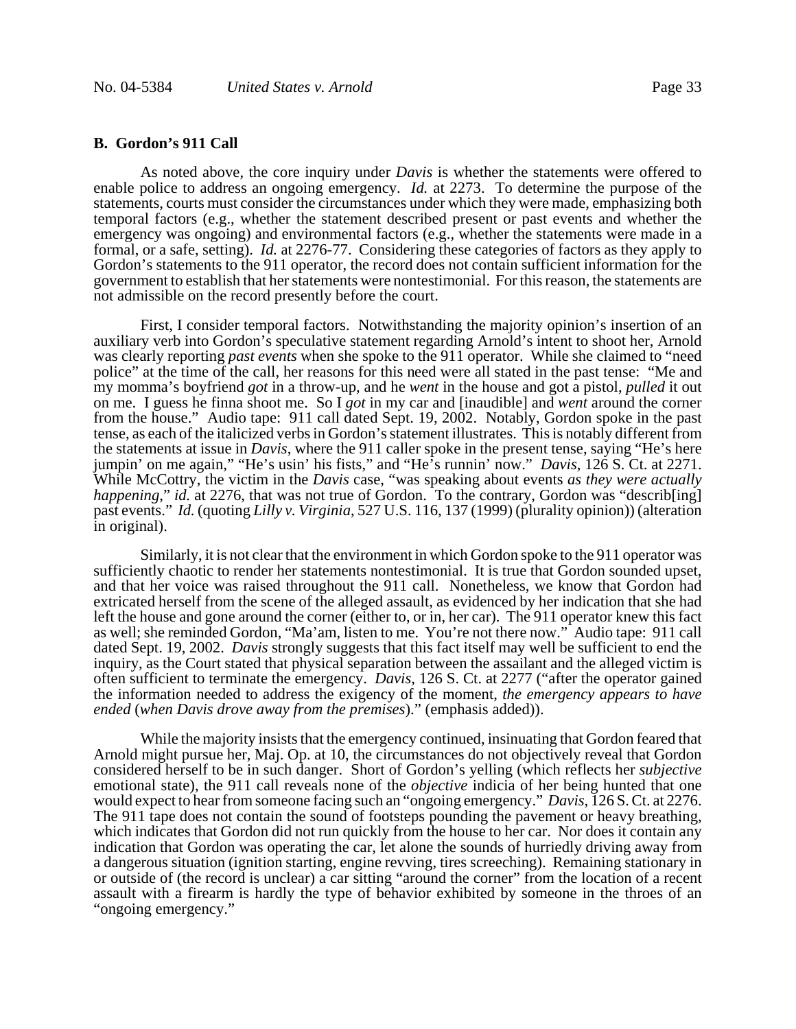### B. Gordon's 911 Call

As noted above, the core inquiry under *Davis* is whether the statements were offered to enable police to address an ongoing emergency. *Id.* at 2273. To determine the purpose of the statements, courts must consider the circumstances under which they were made, emphasizing both temporal factors (e.g., whether the statement described present or past events and whether the emergency was ongoing) and environmental factors (e.g., whether the statements were made in a formal, or a safe, setting). *Id.* at 2276-77. Considering these categories of factors as they apply to Gordon's statements to the 911 operator, the record does not contain sufficient information for the government to establish that her statements were nontestimonial. For this reason, the statements are not admissible on the record presently before the court.

First, I consider temporal factors. Notwithstanding the majority opinion's insertion of an auxiliary verb into Gordon's speculative statement regarding Arnold's intent to shoot her, Arnold was clearly reporting *past events* when she spoke to the 911 operator. While she claimed to "need police" at the time of the call, her reasons for this need were all stated in the past tense: "Me and my momma's boyfriend *got* in a throw-up, and he *went* in the house and got a pistol, *pulled* it out on me. I guess he finna shoot me. So I *got* in my car and [inaudible] and *went* around the corner from the house." Audio tape: 911 call dated Sept. 19, 2002. Notably, Gordon spoke in the past tense, as each of the italicized verbs in Gordon's statement illustrates. This is notably different from the statements at issue in *Davis*, where the 911 caller spoke in the present tense, saying "He's here jumpin' on me again," "He's usin' his fists," and "He's runnin' now." *Davis*, 126 S. Ct. at 2271. While McCottry, the victim in the *Davis* case, "was speaking about events *as they were actually happening*," *id.* at 2276, that was not true of Gordon. To the contrary, Gordon was "describ[ing] past events." *Id.* (quoting *Lilly v. Virginia*, 527 U.S. 116, 137 (1999) (plurality opinion)) (alteration in original).

Similarly, it is not clear that the environment in which Gordon spoke to the 911 operator was sufficiently chaotic to render her statements nontestimonial. It is true that Gordon sounded upset, and that her voice was raised throughout the 911 call. Nonetheless, we know that Gordon had extricated herself from the scene of the alleged assault, as evidenced by her indication that she had left the house and gone around the corner (either to, or in, her car). The 911 operator knew this fact as well; she reminded Gordon, "Ma'am, listen to me. You're not there now." Audio tape: 911 call dated Sept. 19, 2002. *Davis* strongly suggests that this fact itself may well be sufficient to end the inquiry, as the Court stated that physical separation between the assailant and the alleged victim is often sufficient to terminate the emergency. *Davis*, 126 S. Ct. at 2277 ("after the operator gained the information needed to address the exigency of the moment, *the emergency appears to have ended* (*when Davis drove away from the premises*)." (emphasis added)).

While the majority insists that the emergency continued, insinuating that Gordon feared that Arnold might pursue her, Maj. Op. at 10, the circumstances do not objectively reveal that Gordon considered herself to be in such danger. Short of Gordon's yelling (which reflects her *subjective* emotional state), the 911 call reveals none of the *objective* indicia of her being hunted that one would expect to hear from someone facing such an "ongoing emergency." *Davis*, 126 S. Ct. at 2276. The 911 tape does not contain the sound of footsteps pounding the pavement or heavy breathing, which indicates that Gordon did not run quickly from the house to her car. Nor does it contain any indication that Gordon was operating the car, let alone the sounds of hurriedly driving away from a dangerous situation (ignition starting, engine revving, tires screeching). Remaining stationary in or outside of (the record is unclear) a car sitting "around the corner" from the location of a recent assault with a firearm is hardly the type of behavior exhibited by someone in the throes of an "ongoing emergency."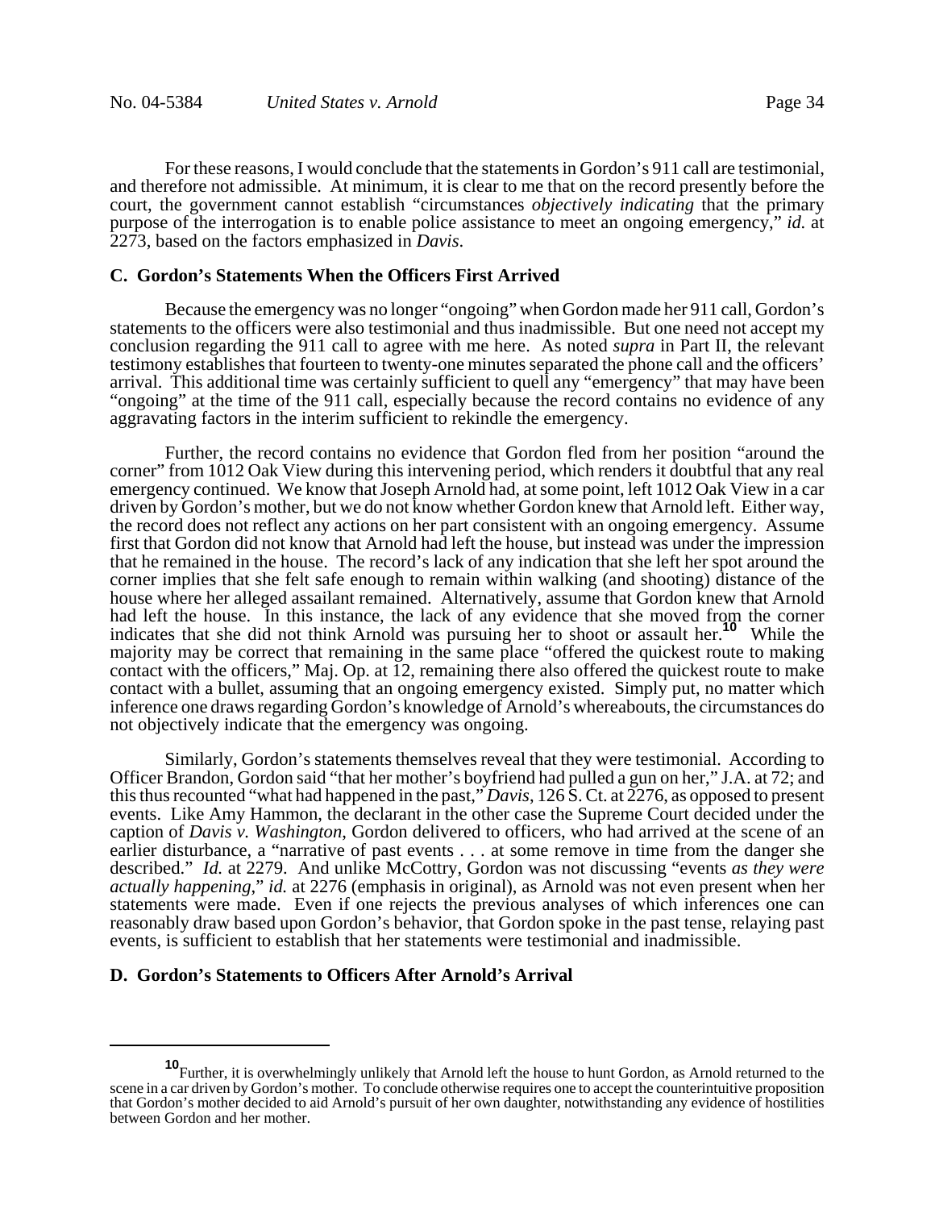For these reasons, I would conclude that the statements in Gordon's 911 call are testimonial, and therefore not admissible. At minimum, it is clear to me that on the record presently before the court, the government cannot establish "circumstances *objectively indicating* that the primary purpose of the interrogation is to enable police assistance to meet an ongoing emergency," *id.* at 2273, based on the factors emphasized in *Davis*.

### C. Gordon's Statements When the Officers First Arrived

Because the emergency was no longer "ongoing" when Gordon made her 911 call, Gordon's statements to the officers were also testimonial and thus inadmissible. But one need not accept my conclusion regarding the 911 call to agree with me here. As noted *supra* in Part II, the relevant testimony establishes that fourteen to twenty-one minutes separated the phone call and the officers' arrival. This additional time was certainly sufficient to quell any "emergency" that may have been "ongoing" at the time of the 911 call, especially because the record contains no evidence of any aggravating factors in the interim sufficient to rekindle the emergency.

Further, the record contains no evidence that Gordon fled from her position "around the corner" from 1012 Oak View during this intervening period, which renders it doubtful that any real emergency continued. We know that Joseph Arnold had, at some point, left 1012 Oak View in a car driven by Gordon's mother, but we do not know whether Gordon knew that Arnold left. Either way, the record does not reflect any actions on her part consistent with an ongoing emergency. Assume first that Gordon did not know that Arnold had left the house, but instead was under the impression that he remained in the house. The record's lack of any indication that she left her spot around the corner implies that she felt safe enough to remain within walking (and shooting) distance of the house where her alleged assailant remained. Alternatively, assume that Gordon knew that Arnold had left the house. In this instance, the lack of any evidence that she moved from the corner indicates that she did not think Arnold was pursuing her to shoot or assault her.[10] While the majority may be correct that remaining in the same place "offered the quickest route to making contact with the officers," Maj. Op. at 12, remaining there also offered the quickest route to make contact with a bullet, assuming that an ongoing emergency existed. Simply put, no matter which inference one draws regarding Gordon's knowledge of Arnold's whereabouts, the circumstances do not objectively indicate that the emergency was ongoing.

Similarly, Gordon's statements themselves reveal that they were testimonial. According to Officer Brandon, Gordon said "that her mother's boyfriend had pulled a gun on her," J.A. at 72; and this thus recounted "what had happened in the past," *Davis*, 126 S. Ct. at 2276, as opposed to present events. Like Amy Hammon, the declarant in the other case the Supreme Court decided under the caption of *Davis v. Washington*, Gordon delivered to officers, who had arrived at the scene of an earlier disturbance, a "narrative of past events . . . at some remove in time from the danger she described." *Id.* at 2279. And unlike McCottry, Gordon was not discussing "events *as they were actually happening*," *id.* at 2276 (emphasis in original), as Arnold was not even present when her statements were made. Even if one rejects the previous analyses of which inferences one can reasonably draw based upon Gordon's behavior, that Gordon spoke in the past tense, relaying past events, is sufficient to establish that her statements were testimonial and inadmissible.

### D. Gordon's Statements to Officers After Arnold's Arrival

---

[10] Further, it is overwhelmingly unlikely that Arnold left the house to hunt Gordon, as Arnold returned to the scene in a car driven by Gordon's mother. To conclude otherwise requires one to accept the counterintuitive proposition that Gordon's mother decided to aid Arnold's pursuit of her own daughter, notwithstanding any evidence of hostilities between Gordon and her mother.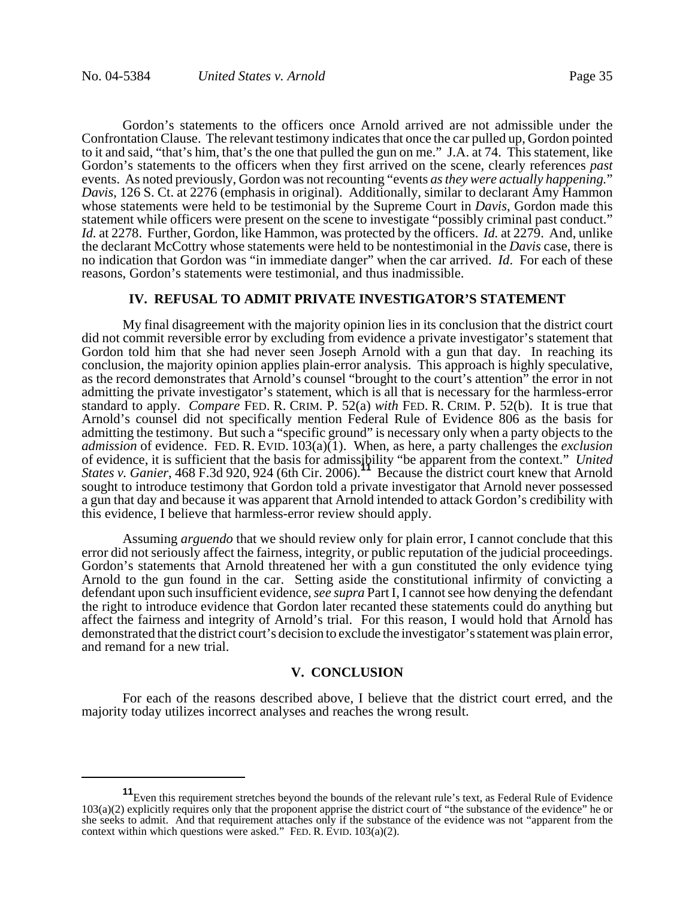Gordon's statements to the officers once Arnold arrived are not admissible under the Confrontation Clause. The relevant testimony indicates that once the car pulled up, Gordon pointed to it and said, "that's him, that's the one that pulled the gun on me." J.A. at 74. This statement, like Gordon's statements to the officers when they first arrived on the scene, clearly references *past* events. As noted previously, Gordon was not recounting "events *as they were actually happening.*" *Davis*, 126 S. Ct. at 2276 (emphasis in original). Additionally, similar to declarant Amy Hammon whose statements were held to be testimonial by the Supreme Court in *Davis*, Gordon made this statement while officers were present on the scene to investigate "possibly criminal past conduct." *Id.* at 2278. Further, Gordon, like Hammon, was protected by the officers. *Id.* at 2279. And, unlike the declarant McCottry whose statements were held to be nontestimonial in the *Davis* case, there is no indication that Gordon was "in immediate danger" when the car arrived. *Id*. For each of these reasons, Gordon's statements were testimonial, and thus inadmissible.

## IV. REFUSAL TO ADMIT PRIVATE INVESTIGATOR'S STATEMENT

My final disagreement with the majority opinion lies in its conclusion that the district court did not commit reversible error by excluding from evidence a private investigator's statement that Gordon told him that she had never seen Joseph Arnold with a gun that day. In reaching its conclusion, the majority opinion applies plain-error analysis. This approach is highly speculative, as the record demonstrates that Arnold's counsel "brought to the court's attention" the error in not admitting the private investigator's statement, which is all that is necessary for the harmless-error standard to apply. *Compare* FED. R. CRIM. P. 52(a) *with* FED. R. CRIM. P. 52(b). It is true that Arnold's counsel did not specifically mention Federal Rule of Evidence 806 as the basis for admitting the testimony. But such a "specific ground" is necessary only when a party objects to the *admission* of evidence. FED. R. EVID. 103(a)(1). When, as here, a party challenges the *exclusion* of evidence, it is sufficient that the basis for admissibility "be apparent from the context." *United States v. Ganier*, 468 F.3d 920, 924 (6th Cir. 2006).[11] Because the district court knew that Arnold sought to introduce testimony that Gordon told a private investigator that Arnold never possessed a gun that day and because it was apparent that Arnold intended to attack Gordon's credibility with this evidence, I believe that harmless-error review should apply.

Assuming *arguendo* that we should review only for plain error, I cannot conclude that this error did not seriously affect the fairness, integrity, or public reputation of the judicial proceedings. Gordon's statements that Arnold threatened her with a gun constituted the only evidence tying Arnold to the gun found in the car. Setting aside the constitutional infirmity of convicting a defendant upon such insufficient evidence, *see supra* Part I, I cannot see how denying the defendant the right to introduce evidence that Gordon later recanted these statements could do anything but affect the fairness and integrity of Arnold's trial. For this reason, I would hold that Arnold has demonstrated that the district court's decision to exclude the investigator's statement was plain error, and remand for a new trial.

## V. CONCLUSION

For each of the reasons described above, I believe that the district court erred, and the majority today utilizes incorrect analyses and reaches the wrong result.

---

[11] Even this requirement stretches beyond the bounds of the relevant rule's text, as Federal Rule of Evidence 103(a)(2) explicitly requires only that the proponent apprise the district court of "the substance of the evidence" he or she seeks to admit. And that requirement attaches only if the substance of the evidence was not "apparent from the context within which questions were asked." FED. R. EVID. 103(a)(2).